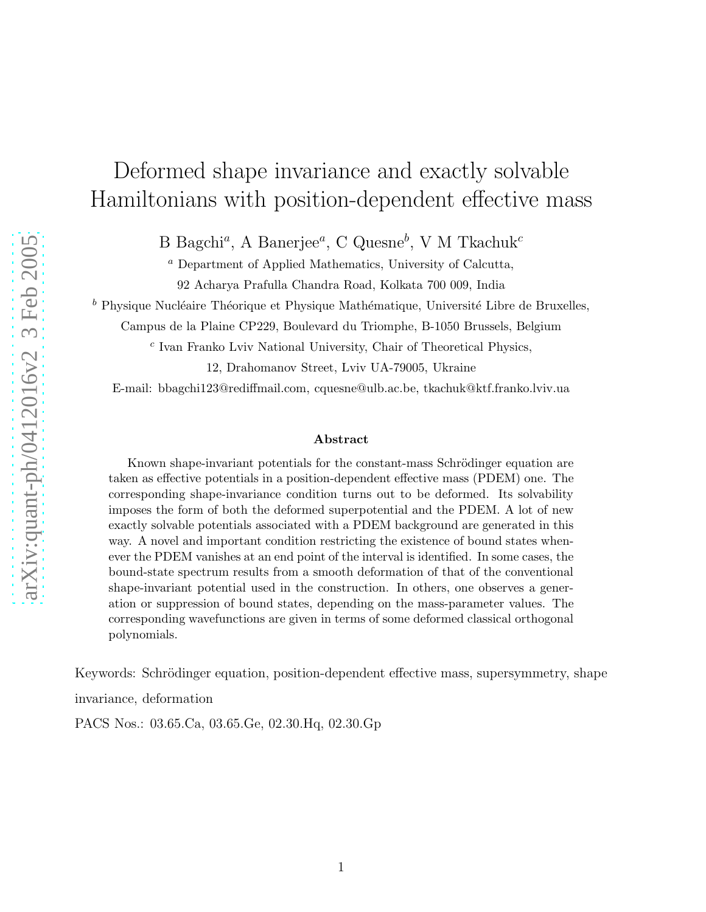# Deformed shape invariance and exactly solvable Hamiltonians with position-dependent effective mass

B Bagchi[a], A Banerjee[a], C Quesne[b], V M Tkachuk[c]

[a] Department of Applied Mathematics, University of Calcutta,

92 Acharya Prafulla Chandra Road, Kolkata 700 009, India

[b] Physique Nucléaire Théorique et Physique Mathématique, Université Libre de Bruxelles,

Campus de la Plaine CP229, Boulevard du Triomphe, B-1050 Brussels, Belgium

[c] Ivan Franko Lviv National University, Chair of Theoretical Physics,

12, Drahomanov Street, Lviv UA-79005, Ukraine

E-mail: bbagchi123@rediffmail.com, cquesne@ulb.ac.be, tkachuk@ktf.franko.lviv.ua

## Abstract

Known shape-invariant potentials for the constant-mass Schrödinger equation are taken as effective potentials in a position-dependent effective mass (PDEM) one. The corresponding shape-invariance condition turns out to be deformed. Its solvability imposes the form of both the deformed superpotential and the PDEM. A lot of new exactly solvable potentials associated with a PDEM background are generated in this way. A novel and important condition restricting the existence of bound states whenever the PDEM vanishes at an end point of the interval is identified. In some cases, the bound-state spectrum results from a smooth deformation of that of the conventional shape-invariant potential used in the construction. In others, one observes a generation or suppression of bound states, depending on the mass-parameter values. The corresponding wavefunctions are given in terms of some deformed classical orthogonal polynomials.

Keywords: Schrödinger equation, position-dependent effective mass, supersymmetry, shape invariance, deformation

PACS Nos.: 03.65.Ca, 03.65.Ge, 02.30.Hq, 02.30.Gp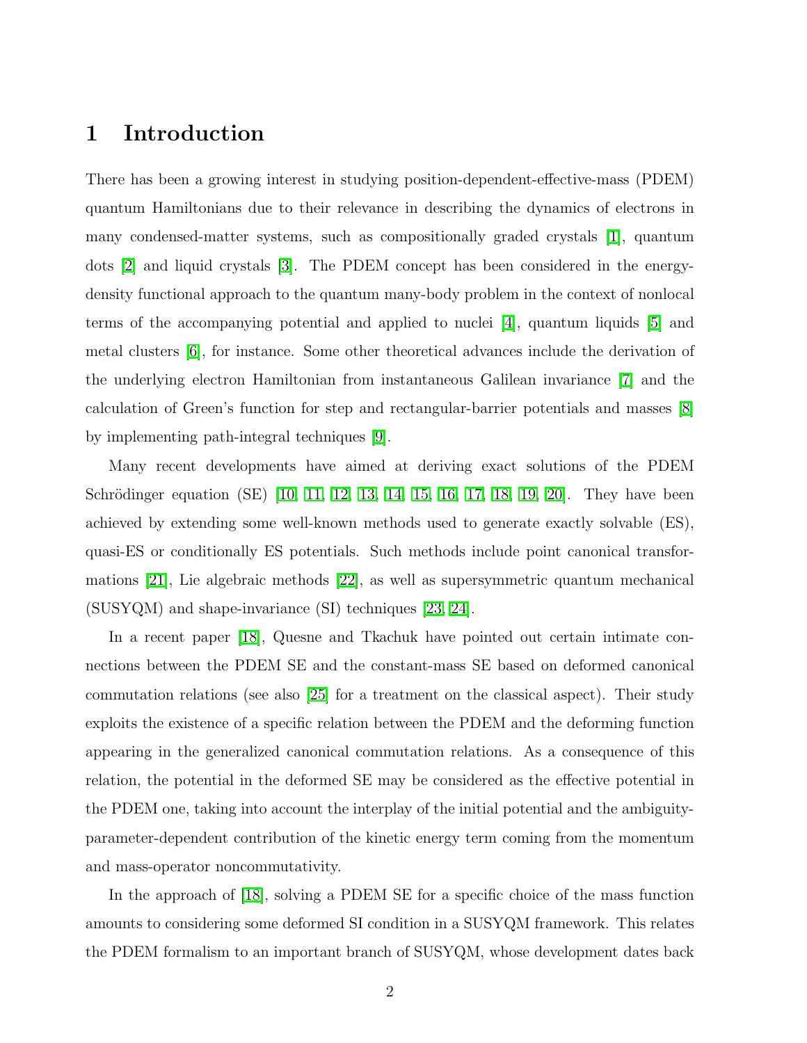# 1 Introduction

There has been a growing interest in studying position-dependent-effective-mass (PDEM) quantum Hamiltonians due to their relevance in describing the dynamics of electrons in many condensed-matter systems, such as compositionally graded crystals [1], quantum dots [2] and liquid crystals [3]. The PDEM concept has been considered in the energy-density functional approach to the quantum many-body problem in the context of nonlocal terms of the accompanying potential and applied to nuclei [4], quantum liquids [5] and metal clusters [6], for instance. Some other theoretical advances include the derivation of the underlying electron Hamiltonian from instantaneous Galilean invariance [7] and the calculation of Green's function for step and rectangular-barrier potentials and masses [8] by implementing path-integral techniques [9].

Many recent developments have aimed at deriving exact solutions of the PDEM Schrödinger equation (SE) [10, 11, 12, 13, 14, 15, 16, 17, 18, 19, 20]. They have been achieved by extending some well-known methods used to generate exactly solvable (ES), quasi-ES or conditionally ES potentials. Such methods include point canonical transformations [21], Lie algebraic methods [22], as well as supersymmetric quantum mechanical (SUSYQM) and shape-invariance (SI) techniques [23, 24].

In a recent paper [18], Quesne and Tkachuk have pointed out certain intimate connections between the PDEM SE and the constant-mass SE based on deformed canonical commutation relations (see also [25] for a treatment on the classical aspect). Their study exploits the existence of a specific relation between the PDEM and the deforming function appearing in the generalized canonical commutation relations. As a consequence of this relation, the potential in the deformed SE may be considered as the effective potential in the PDEM one, taking into account the interplay of the initial potential and the ambiguity-parameter-dependent contribution of the kinetic energy term coming from the momentum and mass-operator noncommutativity.

In the approach of [18], solving a PDEM SE for a specific choice of the mass function amounts to considering some deformed SI condition in a SUSYQM framework. This relates the PDEM formalism to an important branch of SUSYQM, whose development dates back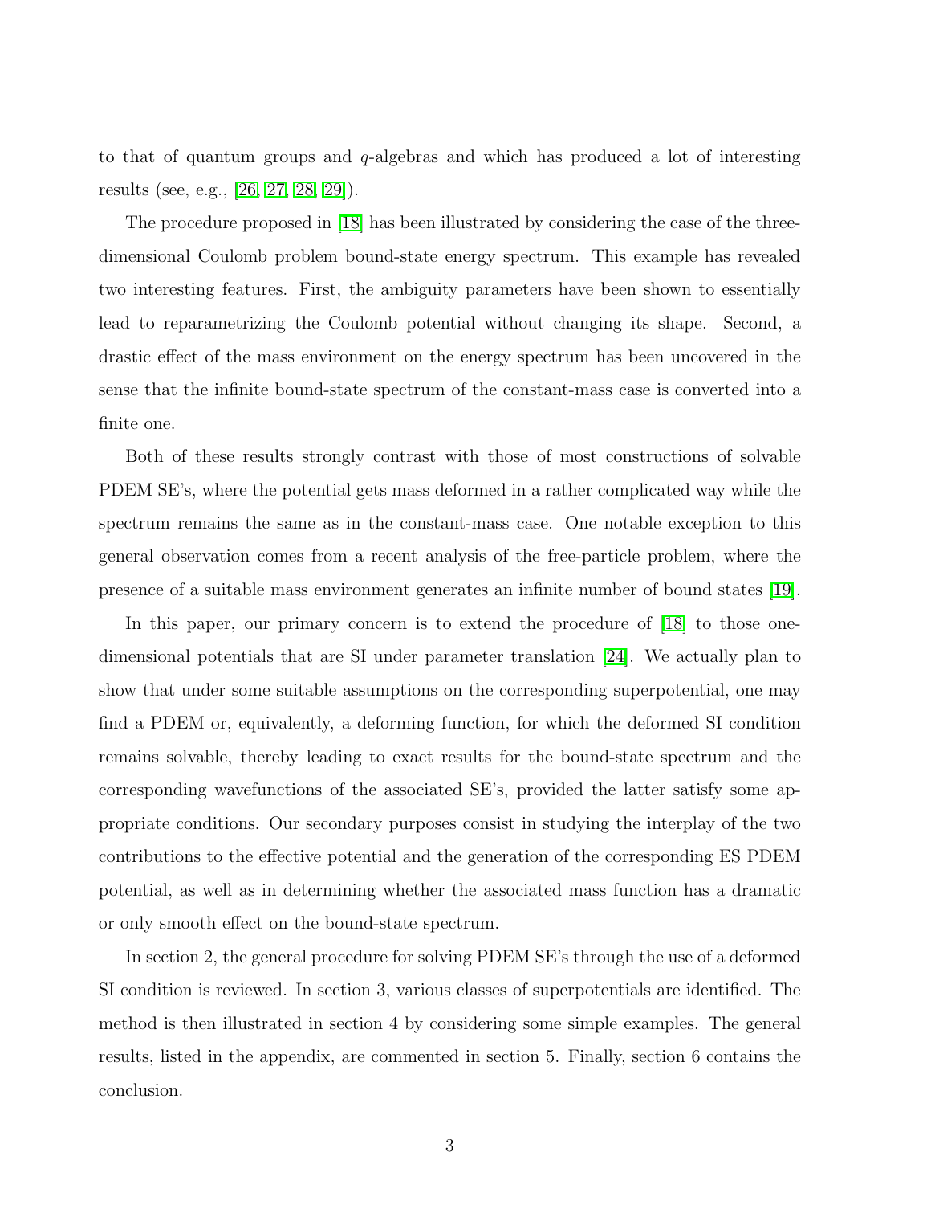to that of quantum groups and $q$-algebras and which has produced a lot of interesting results (see, e.g., [26, 27, 28, 29]).

The procedure proposed in [18] has been illustrated by considering the case of the three-dimensional Coulomb problem bound-state energy spectrum. This example has revealed two interesting features. First, the ambiguity parameters have been shown to essentially lead to reparametrizing the Coulomb potential without changing its shape. Second, a drastic effect of the mass environment on the energy spectrum has been uncovered in the sense that the infinite bound-state spectrum of the constant-mass case is converted into a finite one.

Both of these results strongly contrast with those of most constructions of solvable PDEM SE's, where the potential gets mass deformed in a rather complicated way while the spectrum remains the same as in the constant-mass case. One notable exception to this general observation comes from a recent analysis of the free-particle problem, where the presence of a suitable mass environment generates an infinite number of bound states [19].

In this paper, our primary concern is to extend the procedure of [18] to those one-dimensional potentials that are SI under parameter translation [24]. We actually plan to show that under some suitable assumptions on the corresponding superpotential, one may find a PDEM or, equivalently, a deforming function, for which the deformed SI condition remains solvable, thereby leading to exact results for the bound-state spectrum and the corresponding wavefunctions of the associated SE's, provided the latter satisfy some appropriate conditions. Our secondary purposes consist in studying the interplay of the two contributions to the effective potential and the generation of the corresponding ES PDEM potential, as well as in determining whether the associated mass function has a dramatic or only smooth effect on the bound-state spectrum.

In section 2, the general procedure for solving PDEM SE's through the use of a deformed SI condition is reviewed. In section 3, various classes of superpotentials are identified. The method is then illustrated in section 4 by considering some simple examples. The general results, listed in the appendix, are commented in section 5. Finally, section 6 contains the conclusion.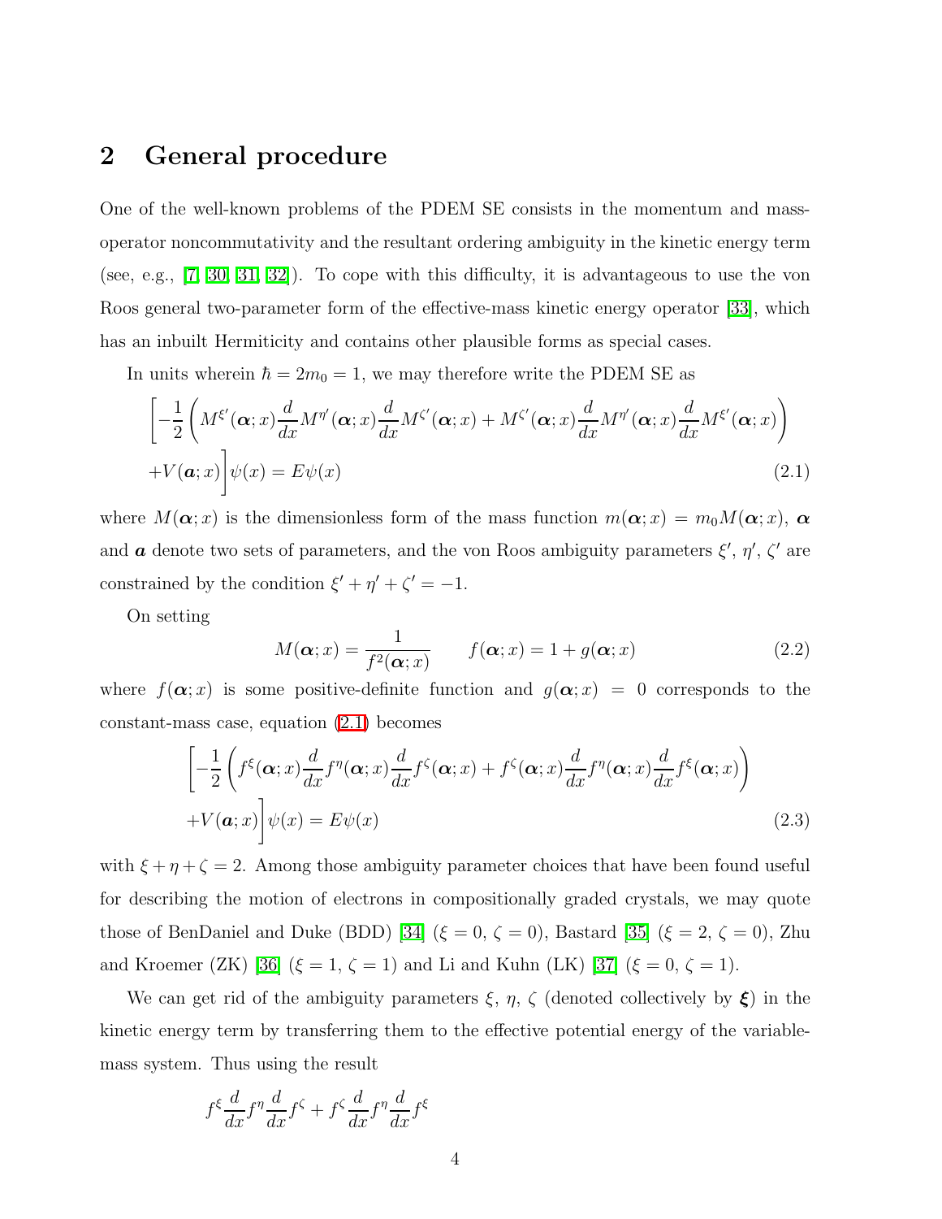## 2 General procedure

One of the well-known problems of the PDEM SE consists in the momentum and mass-operator noncommutativity and the resultant ordering ambiguity in the kinetic energy term (see, e.g., [7, 30, 31, 32]). To cope with this difficulty, it is advantageous to use the von Roos general two-parameter form of the effective-mass kinetic energy operator [33], which has an inbuilt Hermiticity and contains other plausible forms as special cases.

In units wherein $\hbar = 2m_0 = 1$, we may therefore write the PDEM SE as

$$\left[-\frac{1}{2}\left(M^{\xi'}(\boldsymbol{\alpha};x)\frac{d}{dx}M^{\eta'}(\boldsymbol{\alpha};x)\frac{d}{dx}M^{\zeta'}(\boldsymbol{\alpha};x) + M^{\zeta'}(\boldsymbol{\alpha};x)\frac{d}{dx}M^{\eta'}(\boldsymbol{\alpha};x)\frac{d}{dx}M^{\xi'}(\boldsymbol{\alpha};x)\right) + V(\boldsymbol{a};x)\right]\psi(x) = E\psi(x) \tag{2.1}$$

where $M(\boldsymbol{\alpha};x)$ is the dimensionless form of the mass function $m(\boldsymbol{\alpha};x) = m_0 M(\boldsymbol{\alpha};x)$, $\boldsymbol{\alpha}$ and $\boldsymbol{a}$ denote two sets of parameters, and the von Roos ambiguity parameters $\xi'$, $\eta'$, $\zeta'$ are constrained by the condition $\xi' + \eta' + \zeta' = -1$.

On setting

$$M(\boldsymbol{\alpha};x) = \frac{1}{f^2(\boldsymbol{\alpha};x)} \qquad f(\boldsymbol{\alpha};x) = 1 + g(\boldsymbol{\alpha};x) \tag{2.2}$$

where $f(\boldsymbol{\alpha};x)$ is some positive-definite function and $g(\boldsymbol{\alpha};x) = 0$ corresponds to the constant-mass case, equation (2.1) becomes

$$\left[-\frac{1}{2}\left(f^{\xi}(\boldsymbol{\alpha};x)\frac{d}{dx}f^{\eta}(\boldsymbol{\alpha};x)\frac{d}{dx}f^{\zeta}(\boldsymbol{\alpha};x) + f^{\zeta}(\boldsymbol{\alpha};x)\frac{d}{dx}f^{\eta}(\boldsymbol{\alpha};x)\frac{d}{dx}f^{\xi}(\boldsymbol{\alpha};x)\right) + V(\boldsymbol{a};x)\right]\psi(x) = E\psi(x) \tag{2.3}$$

with $\xi + \eta + \zeta = 2$. Among those ambiguity parameter choices that have been found useful for describing the motion of electrons in compositionally graded crystals, we may quote those of BenDaniel and Duke (BDD) [34] ($\xi = 0$, $\zeta = 0$), Bastard [35] ($\xi = 2$, $\zeta = 0$), Zhu and Kroemer (ZK) [36] ($\xi = 1$, $\zeta = 1$) and Li and Kuhn (LK) [37] ($\xi = 0$, $\zeta = 1$).

We can get rid of the ambiguity parameters $\xi$, $\eta$, $\zeta$ (denoted collectively by $\boldsymbol{\xi}$) in the kinetic energy term by transferring them to the effective potential energy of the variable-mass system. Thus using the result

$$f^{\xi}\frac{d}{dx}f^{\eta}\frac{d}{dx}f^{\zeta} + f^{\zeta}\frac{d}{dx}f^{\eta}\frac{d}{dx}f^{\xi}$$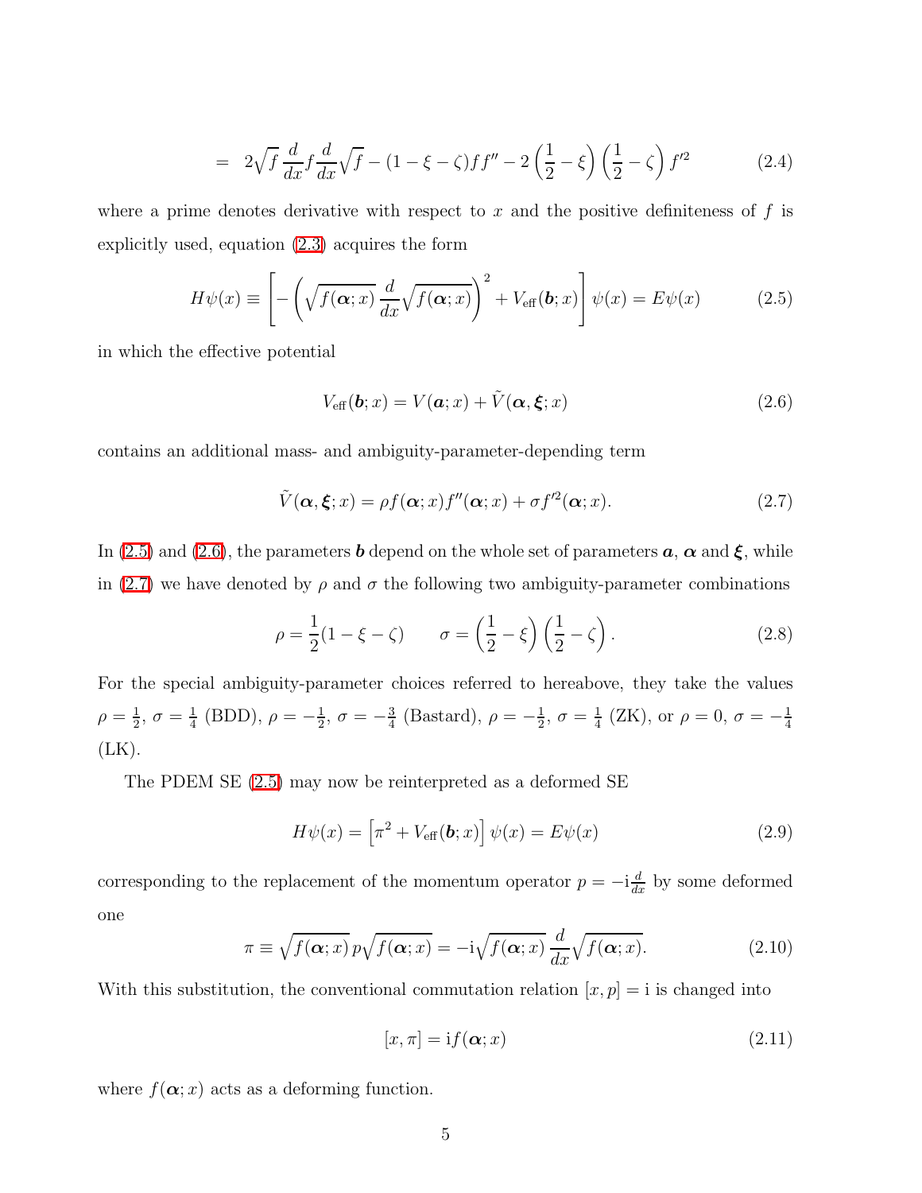$$= \; 2\sqrt{f}\,\frac{d}{dx}f\frac{d}{dx}\sqrt{f} - (1-\xi-\zeta)ff'' - 2\left(\frac{1}{2}-\xi\right)\left(\frac{1}{2}-\zeta\right)f'^2 \tag{2.4}$$

where a prime denotes derivative with respect to $x$ and the positive definiteness of $f$ is explicitly used, equation (2.3) acquires the form

$$H\psi(x) \equiv \left[-\left(\sqrt{f(\boldsymbol{\alpha};x)}\,\frac{d}{dx}\sqrt{f(\boldsymbol{\alpha};x)}\right)^2 + V_{\text{eff}}(\boldsymbol{b};x)\right]\psi(x) = E\psi(x) \tag{2.5}$$

in which the effective potential

$$V_{\text{eff}}(\boldsymbol{b};x) = V(\boldsymbol{a};x) + \tilde{V}(\boldsymbol{\alpha},\boldsymbol{\xi};x) \tag{2.6}$$

contains an additional mass- and ambiguity-parameter-depending term

$$\tilde{V}(\boldsymbol{\alpha},\boldsymbol{\xi};x) = \rho f(\boldsymbol{\alpha};x)f''(\boldsymbol{\alpha};x) + \sigma f'^2(\boldsymbol{\alpha};x). \tag{2.7}$$

In (2.5) and (2.6), the parameters $\boldsymbol{b}$ depend on the whole set of parameters $\boldsymbol{a}$, $\boldsymbol{\alpha}$ and $\boldsymbol{\xi}$, while in (2.7) we have denoted by $\rho$ and $\sigma$ the following two ambiguity-parameter combinations

$$\rho = \frac{1}{2}(1-\xi-\zeta) \qquad \sigma = \left(\frac{1}{2}-\xi\right)\left(\frac{1}{2}-\zeta\right). \tag{2.8}$$

For the special ambiguity-parameter choices referred to hereabove, they take the values $\rho = \frac{1}{2}$, $\sigma = \frac{1}{4}$ (BDD), $\rho = -\frac{1}{2}$, $\sigma = -\frac{3}{4}$ (Bastard), $\rho = -\frac{1}{2}$, $\sigma = \frac{1}{4}$ (ZK), or $\rho = 0$, $\sigma = -\frac{1}{4}$ (LK).

The PDEM SE (2.5) may now be reinterpreted as a deformed SE

$$H\psi(x) = \left[\pi^2 + V_{\text{eff}}(\boldsymbol{b};x)\right]\psi(x) = E\psi(x) \tag{2.9}$$

corresponding to the replacement of the momentum operator $p = -\mathrm{i}\frac{d}{dx}$ by some deformed one

$$\pi \equiv \sqrt{f(\boldsymbol{\alpha};x)}\,p\sqrt{f(\boldsymbol{\alpha};x)} = -\mathrm{i}\sqrt{f(\boldsymbol{\alpha};x)}\,\frac{d}{dx}\sqrt{f(\boldsymbol{\alpha};x)}. \tag{2.10}$$

With this substitution, the conventional commutation relation $[x,p] = \mathrm{i}$ is changed into

$$[x,\pi] = \mathrm{i}f(\boldsymbol{\alpha};x) \tag{2.11}$$

where $f(\boldsymbol{\alpha};x)$ acts as a deforming function.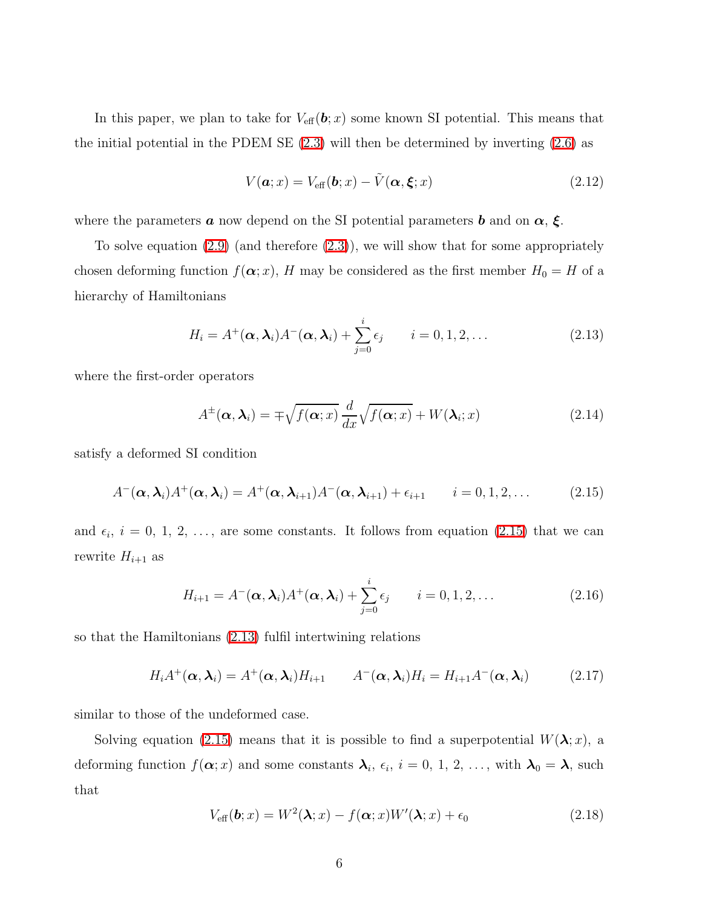In this paper, we plan to take for $V_{\rm eff}(\boldsymbol{b};x)$ some known SI potential. This means that the initial potential in the PDEM SE (2.3) will then be determined by inverting (2.6) as

$$V(\boldsymbol{a};x) = V_{\rm eff}(\boldsymbol{b};x) - \tilde{V}(\boldsymbol{\alpha},\boldsymbol{\xi};x) \tag{2.12}$$

where the parameters $\boldsymbol{a}$ now depend on the SI potential parameters $\boldsymbol{b}$ and on $\boldsymbol{\alpha}$, $\boldsymbol{\xi}$.

To solve equation (2.9) (and therefore (2.3)), we will show that for some appropriately chosen deforming function $f(\boldsymbol{\alpha};x)$, $H$ may be considered as the first member $H_0 = H$ of a hierarchy of Hamiltonians

$$H_i = A^+(\boldsymbol{\alpha},\boldsymbol{\lambda}_i)A^-(\boldsymbol{\alpha},\boldsymbol{\lambda}_i) + \sum_{j=0}^{i} \epsilon_j \qquad i = 0, 1, 2, \ldots \tag{2.13}$$

where the first-order operators

$$A^{\pm}(\boldsymbol{\alpha},\boldsymbol{\lambda}_i) = \mp\sqrt{f(\boldsymbol{\alpha};x)}\,\frac{d}{dx}\sqrt{f(\boldsymbol{\alpha};x)} + W(\boldsymbol{\lambda}_i;x) \tag{2.14}$$

satisfy a deformed SI condition

$$A^-(\boldsymbol{\alpha},\boldsymbol{\lambda}_i)A^+(\boldsymbol{\alpha},\boldsymbol{\lambda}_i) = A^+(\boldsymbol{\alpha},\boldsymbol{\lambda}_{i+1})A^-(\boldsymbol{\alpha},\boldsymbol{\lambda}_{i+1}) + \epsilon_{i+1} \qquad i = 0, 1, 2, \ldots \tag{2.15}$$

and $\epsilon_i$, $i = 0,\, 1,\, 2,\, \ldots$, are some constants. It follows from equation (2.15) that we can rewrite $H_{i+1}$ as

$$H_{i+1} = A^-(\boldsymbol{\alpha},\boldsymbol{\lambda}_i)A^+(\boldsymbol{\alpha},\boldsymbol{\lambda}_i) + \sum_{j=0}^{i} \epsilon_j \qquad i = 0, 1, 2, \ldots \tag{2.16}$$

so that the Hamiltonians (2.13) fulfil intertwining relations

$$H_i A^+(\boldsymbol{\alpha},\boldsymbol{\lambda}_i) = A^+(\boldsymbol{\alpha},\boldsymbol{\lambda}_i)H_{i+1} \qquad A^-(\boldsymbol{\alpha},\boldsymbol{\lambda}_i)H_i = H_{i+1}A^-(\boldsymbol{\alpha},\boldsymbol{\lambda}_i) \tag{2.17}$$

similar to those of the undeformed case.

Solving equation (2.15) means that it is possible to find a superpotential $W(\boldsymbol{\lambda};x)$, a deforming function $f(\boldsymbol{\alpha};x)$ and some constants $\boldsymbol{\lambda}_i$, $\epsilon_i$, $i = 0,\, 1,\, 2,\, \ldots$, with $\boldsymbol{\lambda}_0 = \boldsymbol{\lambda}$, such that

$$V_{\rm eff}(\boldsymbol{b};x) = W^2(\boldsymbol{\lambda};x) - f(\boldsymbol{\alpha};x)W'(\boldsymbol{\lambda};x) + \epsilon_0 \tag{2.18}$$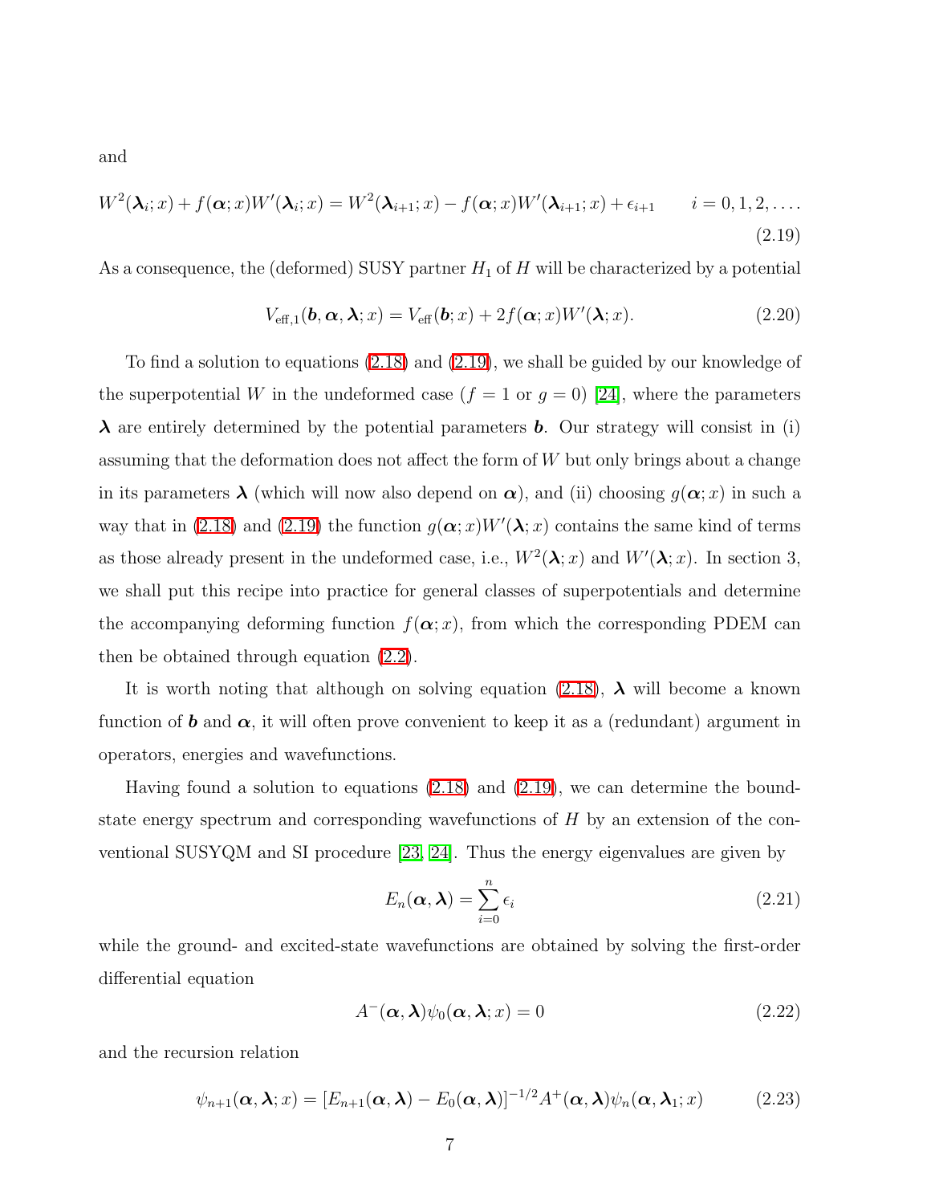and

$$W^2(\boldsymbol{\lambda}_i;x) + f(\boldsymbol{\alpha};x)W'(\boldsymbol{\lambda}_i;x) = W^2(\boldsymbol{\lambda}_{i+1};x) - f(\boldsymbol{\alpha};x)W'(\boldsymbol{\lambda}_{i+1};x) + \epsilon_{i+1} \qquad i = 0, 1, 2, \ldots. \tag{2.19}$$

As a consequence, the (deformed) SUSY partner $H_1$ of $H$ will be characterized by a potential

$$V_{\text{eff},1}(\boldsymbol{b}, \boldsymbol{\alpha}, \boldsymbol{\lambda}; x) = V_{\text{eff}}(\boldsymbol{b}; x) + 2f(\boldsymbol{\alpha}; x)W'(\boldsymbol{\lambda}; x). \tag{2.20}$$

To find a solution to equations (2.18) and (2.19), we shall be guided by our knowledge of the superpotential $W$ in the undeformed case ($f = 1$ or $g = 0$) [24], where the parameters $\boldsymbol{\lambda}$ are entirely determined by the potential parameters $\boldsymbol{b}$. Our strategy will consist in (i) assuming that the deformation does not affect the form of $W$ but only brings about a change in its parameters $\boldsymbol{\lambda}$ (which will now also depend on $\boldsymbol{\alpha}$), and (ii) choosing $g(\boldsymbol{\alpha}; x)$ in such a way that in (2.18) and (2.19) the function $g(\boldsymbol{\alpha}; x)W'(\boldsymbol{\lambda}; x)$ contains the same kind of terms as those already present in the undeformed case, i.e., $W^2(\boldsymbol{\lambda}; x)$ and $W'(\boldsymbol{\lambda}; x)$. In section 3, we shall put this recipe into practice for general classes of superpotentials and determine the accompanying deforming function $f(\boldsymbol{\alpha}; x)$, from which the corresponding PDEM can then be obtained through equation (2.2).

It is worth noting that although on solving equation (2.18), $\boldsymbol{\lambda}$ will become a known function of $\boldsymbol{b}$ and $\boldsymbol{\alpha}$, it will often prove convenient to keep it as a (redundant) argument in operators, energies and wavefunctions.

Having found a solution to equations (2.18) and (2.19), we can determine the bound-state energy spectrum and corresponding wavefunctions of $H$ by an extension of the conventional SUSYQM and SI procedure [23, 24]. Thus the energy eigenvalues are given by

$$E_n(\boldsymbol{\alpha}, \boldsymbol{\lambda}) = \sum_{i=0}^{n} \epsilon_i \tag{2.21}$$

while the ground- and excited-state wavefunctions are obtained by solving the first-order differential equation

$$A^-(\boldsymbol{\alpha}, \boldsymbol{\lambda})\psi_0(\boldsymbol{\alpha}, \boldsymbol{\lambda}; x) = 0 \tag{2.22}$$

and the recursion relation

$$\psi_{n+1}(\boldsymbol{\alpha}, \boldsymbol{\lambda}; x) = [E_{n+1}(\boldsymbol{\alpha}, \boldsymbol{\lambda}) - E_0(\boldsymbol{\alpha}, \boldsymbol{\lambda})]^{-1/2} A^+(\boldsymbol{\alpha}, \boldsymbol{\lambda})\psi_n(\boldsymbol{\alpha}, \boldsymbol{\lambda}_1; x) \tag{2.23}$$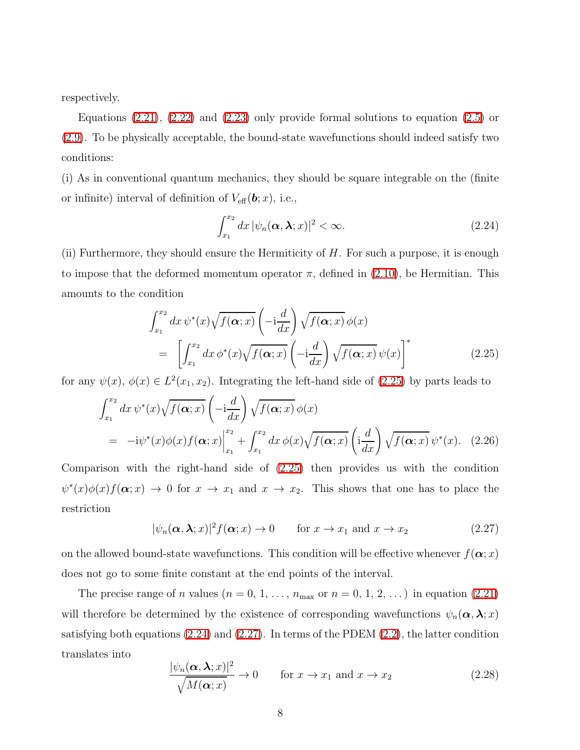respectively.

Equations (2.21), (2.22) and (2.23) only provide formal solutions to equation (2.5) or (2.9). To be physically acceptable, the bound-state wavefunctions should indeed satisfy two conditions:

(i) As in conventional quantum mechanics, they should be square integrable on the (finite or infinite) interval of definition of $V_{\rm eff}(\boldsymbol{b}; x)$, i.e.,

$$\int_{x_1}^{x_2} dx\, |\psi_n(\boldsymbol{\alpha}, \boldsymbol{\lambda}; x)|^2 < \infty. \tag{2.24}$$

(ii) Furthermore, they should ensure the Hermiticity of $H$. For such a purpose, it is enough to impose that the deformed momentum operator $\pi$, defined in (2.10), be Hermitian. This amounts to the condition

$$\begin{aligned}
&\int_{x_1}^{x_2} dx\, \psi^*(x) \sqrt{f(\boldsymbol{\alpha}; x)} \left(-\mathrm{i}\frac{d}{dx}\right) \sqrt{f(\boldsymbol{\alpha}; x)}\, \phi(x) \\
&\quad = \left[\int_{x_1}^{x_2} dx\, \phi^*(x) \sqrt{f(\boldsymbol{\alpha}; x)} \left(-\mathrm{i}\frac{d}{dx}\right) \sqrt{f(\boldsymbol{\alpha}; x)}\, \psi(x)\right]^*
\end{aligned} \tag{2.25}$$

for any $\psi(x)$, $\phi(x) \in L^2(x_1, x_2)$. Integrating the left-hand side of (2.25) by parts leads to

$$\begin{aligned}
&\int_{x_1}^{x_2} dx\, \psi^*(x) \sqrt{f(\boldsymbol{\alpha}; x)} \left(-\mathrm{i}\frac{d}{dx}\right) \sqrt{f(\boldsymbol{\alpha}; x)}\, \phi(x) \\
&\quad = -\mathrm{i}\psi^*(x)\phi(x) f(\boldsymbol{\alpha}; x)\Big|_{x_1}^{x_2} + \int_{x_1}^{x_2} dx\, \phi(x) \sqrt{f(\boldsymbol{\alpha}; x)} \left(\mathrm{i}\frac{d}{dx}\right) \sqrt{f(\boldsymbol{\alpha}; x)}\, \psi^*(x).
\end{aligned} \tag{2.26}$$

Comparison with the right-hand side of (2.25) then provides us with the condition $\psi^*(x)\phi(x)f(\boldsymbol{\alpha}; x) \to 0$ for $x \to x_1$ and $x \to x_2$. This shows that one has to place the restriction

$$|\psi_n(\boldsymbol{\alpha}, \boldsymbol{\lambda}; x)|^2 f(\boldsymbol{\alpha}; x) \to 0 \qquad \text{for } x \to x_1 \text{ and } x \to x_2 \tag{2.27}$$

on the allowed bound-state wavefunctions. This condition will be effective whenever $f(\boldsymbol{\alpha}; x)$ does not go to some finite constant at the end points of the interval.

The precise range of $n$ values ($n = 0, 1, \ldots, n_{\rm max}$ or $n = 0, 1, 2, \ldots$) in equation (2.21) will therefore be determined by the existence of corresponding wavefunctions $\psi_n(\boldsymbol{\alpha}, \boldsymbol{\lambda}; x)$ satisfying both equations (2.24) and (2.27). In terms of the PDEM (2.2), the latter condition translates into

$$\frac{|\psi_n(\boldsymbol{\alpha}, \boldsymbol{\lambda}; x)|^2}{\sqrt{M(\boldsymbol{\alpha}; x)}} \to 0 \qquad \text{for } x \to x_1 \text{ and } x \to x_2 \tag{2.28}$$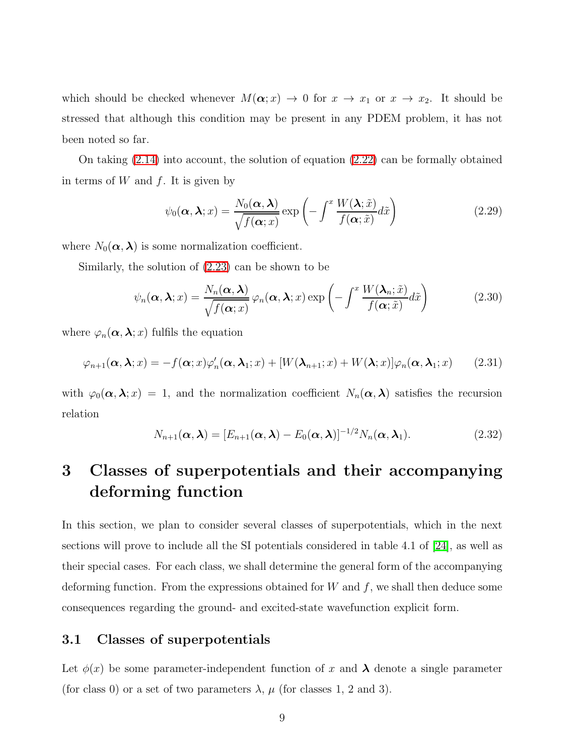which should be checked whenever $M(\boldsymbol{\alpha}; x) \to 0$ for $x \to x_1$ or $x \to x_2$. It should be stressed that although this condition may be present in any PDEM problem, it has not been noted so far.

On taking (2.14) into account, the solution of equation (2.22) can be formally obtained in terms of $W$ and $f$. It is given by

$$\psi_0(\boldsymbol{\alpha}, \boldsymbol{\lambda}; x) = \frac{N_0(\boldsymbol{\alpha}, \boldsymbol{\lambda})}{\sqrt{f(\boldsymbol{\alpha}; x)}} \exp\left(-\int^x \frac{W(\boldsymbol{\lambda}; \tilde{x})}{f(\boldsymbol{\alpha}; \tilde{x})} d\tilde{x}\right) \tag{2.29}$$

where $N_0(\boldsymbol{\alpha}, \boldsymbol{\lambda})$ is some normalization coefficient.

Similarly, the solution of (2.23) can be shown to be

$$\psi_n(\boldsymbol{\alpha}, \boldsymbol{\lambda}; x) = \frac{N_n(\boldsymbol{\alpha}, \boldsymbol{\lambda})}{\sqrt{f(\boldsymbol{\alpha}; x)}} \varphi_n(\boldsymbol{\alpha}, \boldsymbol{\lambda}; x) \exp\left(-\int^x \frac{W(\boldsymbol{\lambda}_n; \tilde{x})}{f(\boldsymbol{\alpha}; \tilde{x})} d\tilde{x}\right) \tag{2.30}$$

where $\varphi_n(\boldsymbol{\alpha}, \boldsymbol{\lambda}; x)$ fulfils the equation

$$\varphi_{n+1}(\boldsymbol{\alpha}, \boldsymbol{\lambda}; x) = -f(\boldsymbol{\alpha}; x)\varphi_n'(\boldsymbol{\alpha}, \boldsymbol{\lambda}_1; x) + [W(\boldsymbol{\lambda}_{n+1}; x) + W(\boldsymbol{\lambda}; x)]\varphi_n(\boldsymbol{\alpha}, \boldsymbol{\lambda}_1; x) \tag{2.31}$$

with $\varphi_0(\boldsymbol{\alpha}, \boldsymbol{\lambda}; x) = 1$, and the normalization coefficient $N_n(\boldsymbol{\alpha}, \boldsymbol{\lambda})$ satisfies the recursion relation

$$N_{n+1}(\boldsymbol{\alpha}, \boldsymbol{\lambda}) = [E_{n+1}(\boldsymbol{\alpha}, \boldsymbol{\lambda}) - E_0(\boldsymbol{\alpha}, \boldsymbol{\lambda})]^{-1/2} N_n(\boldsymbol{\alpha}, \boldsymbol{\lambda}_1). \tag{2.32}$$

# 3 Classes of superpotentials and their accompanying deforming function

In this section, we plan to consider several classes of superpotentials, which in the next sections will prove to include all the SI potentials considered in table 4.1 of [24], as well as their special cases. For each class, we shall determine the general form of the accompanying deforming function. From the expressions obtained for $W$ and $f$, we shall then deduce some consequences regarding the ground- and excited-state wavefunction explicit form.

## 3.1 Classes of superpotentials

Let $\phi(x)$ be some parameter-independent function of $x$ and $\boldsymbol{\lambda}$ denote a single parameter (for class 0) or a set of two parameters $\lambda$, $\mu$ (for classes 1, 2 and 3).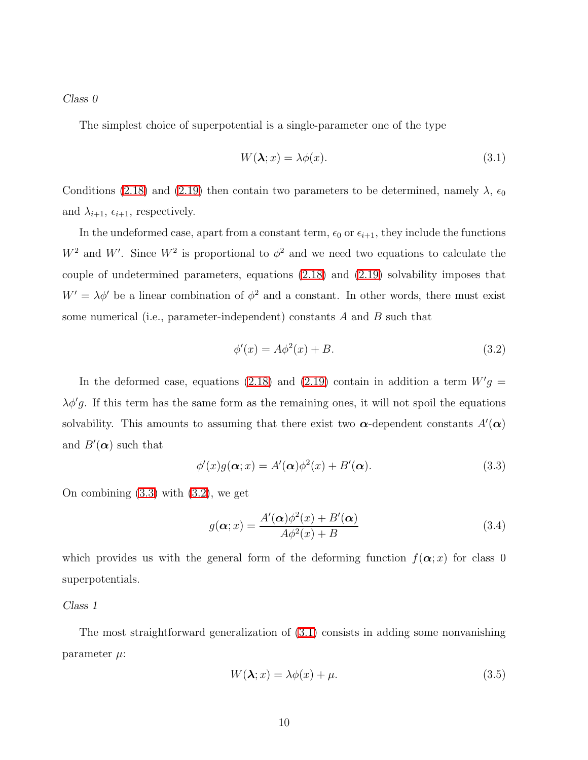*Class 0*

The simplest choice of superpotential is a single-parameter one of the type

$$W(\boldsymbol{\lambda}; x) = \lambda \phi(x). \tag{3.1}$$

Conditions (2.18) and (2.19) then contain two parameters to be determined, namely $\lambda$, $\epsilon_0$ and $\lambda_{i+1}$, $\epsilon_{i+1}$, respectively.

In the undeformed case, apart from a constant term, $\epsilon_0$ or $\epsilon_{i+1}$, they include the functions $W^2$ and $W'$. Since $W^2$ is proportional to $\phi^2$ and we need two equations to calculate the couple of undetermined parameters, equations (2.18) and (2.19) solvability imposes that $W' = \lambda \phi'$ be a linear combination of $\phi^2$ and a constant. In other words, there must exist some numerical (i.e., parameter-independent) constants $A$ and $B$ such that

$$\phi'(x) = A\phi^2(x) + B. \tag{3.2}$$

In the deformed case, equations (2.18) and (2.19) contain in addition a term $W'g = \lambda \phi' g$. If this term has the same form as the remaining ones, it will not spoil the equations solvability. This amounts to assuming that there exist two $\boldsymbol{\alpha}$-dependent constants $A'(\boldsymbol{\alpha})$ and $B'(\boldsymbol{\alpha})$ such that

$$\phi'(x) g(\boldsymbol{\alpha}; x) = A'(\boldsymbol{\alpha}) \phi^2(x) + B'(\boldsymbol{\alpha}). \tag{3.3}$$

On combining (3.3) with (3.2), we get

$$g(\boldsymbol{\alpha}; x) = \frac{A'(\boldsymbol{\alpha}) \phi^2(x) + B'(\boldsymbol{\alpha})}{A\phi^2(x) + B} \tag{3.4}$$

which provides us with the general form of the deforming function $f(\boldsymbol{\alpha}; x)$ for class 0 superpotentials.

*Class 1*

The most straightforward generalization of (3.1) consists in adding some nonvanishing parameter $\mu$:

$$W(\boldsymbol{\lambda}; x) = \lambda \phi(x) + \mu. \tag{3.5}$$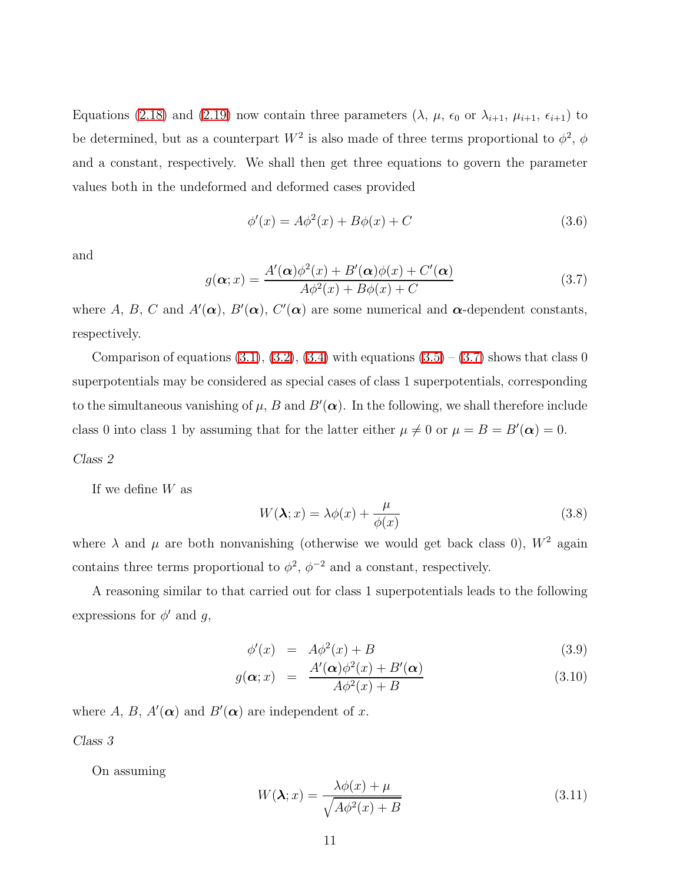Equations (2.18) and (2.19) now contain three parameters ($\lambda$, $\mu$, $\epsilon_0$ or $\lambda_{i+1}$, $\mu_{i+1}$, $\epsilon_{i+1}$) to be determined, but as a counterpart $W^2$ is also made of three terms proportional to $\phi^2$, $\phi$ and a constant, respectively. We shall then get three equations to govern the parameter values both in the undeformed and deformed cases provided

$$\phi'(x) = A\phi^2(x) + B\phi(x) + C \tag{3.6}$$

and

$$g(\boldsymbol{\alpha}; x) = \frac{A'(\boldsymbol{\alpha})\phi^2(x) + B'(\boldsymbol{\alpha})\phi(x) + C'(\boldsymbol{\alpha})}{A\phi^2(x) + B\phi(x) + C} \tag{3.7}$$

where $A$, $B$, $C$ and $A'(\boldsymbol{\alpha})$, $B'(\boldsymbol{\alpha})$, $C'(\boldsymbol{\alpha})$ are some numerical and $\boldsymbol{\alpha}$-dependent constants, respectively.

Comparison of equations (3.1), (3.2), (3.4) with equations (3.5) – (3.7) shows that class 0 superpotentials may be considered as special cases of class 1 superpotentials, corresponding to the simultaneous vanishing of $\mu$, $B$ and $B'(\boldsymbol{\alpha})$. In the following, we shall therefore include class 0 into class 1 by assuming that for the latter either $\mu \neq 0$ or $\mu = B = B'(\boldsymbol{\alpha}) = 0$.

*Class 2*

If we define $W$ as

$$W(\boldsymbol{\lambda}; x) = \lambda\phi(x) + \frac{\mu}{\phi(x)} \tag{3.8}$$

where $\lambda$ and $\mu$ are both nonvanishing (otherwise we would get back class 0), $W^2$ again contains three terms proportional to $\phi^2$, $\phi^{-2}$ and a constant, respectively.

A reasoning similar to that carried out for class 1 superpotentials leads to the following expressions for $\phi'$ and $g$,

$$\phi'(x) = A\phi^2(x) + B \tag{3.9}$$

$$g(\boldsymbol{\alpha}; x) = \frac{A'(\boldsymbol{\alpha})\phi^2(x) + B'(\boldsymbol{\alpha})}{A\phi^2(x) + B} \tag{3.10}$$

where $A$, $B$, $A'(\boldsymbol{\alpha})$ and $B'(\boldsymbol{\alpha})$ are independent of $x$.

*Class 3*

On assuming

$$W(\boldsymbol{\lambda}; x) = \frac{\lambda\phi(x) + \mu}{\sqrt{A\phi^2(x) + B}} \tag{3.11}$$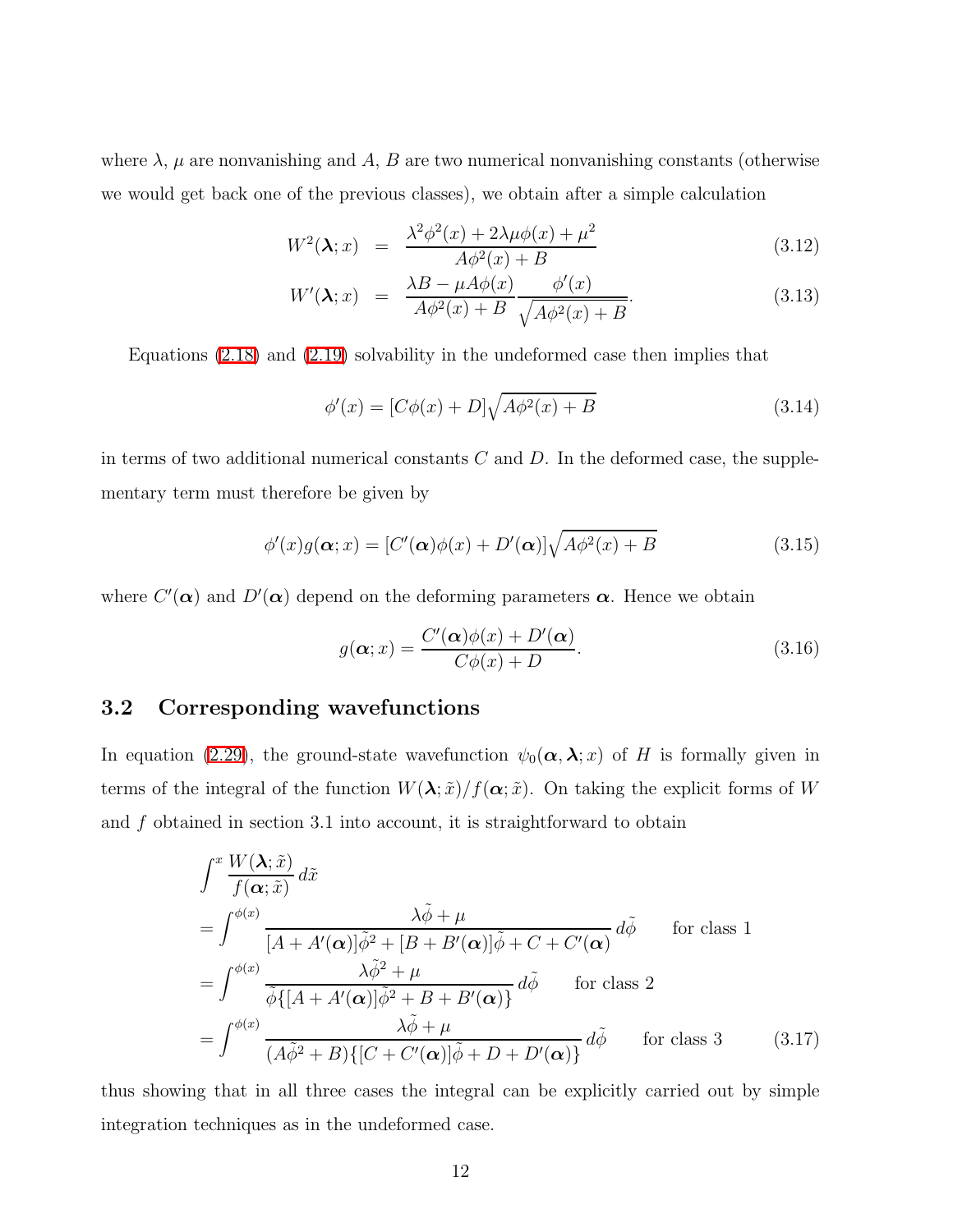where $\lambda$, $\mu$ are nonvanishing and $A$, $B$ are two numerical nonvanishing constants (otherwise we would get back one of the previous classes), we obtain after a simple calculation

$$
\begin{aligned}
W^2(\boldsymbol{\lambda}; x) &= \frac{\lambda^2 \phi^2(x) + 2\lambda\mu\phi(x) + \mu^2}{A\phi^2(x) + B} && (3.12)\\
W'(\boldsymbol{\lambda}; x) &= \frac{\lambda B - \mu A \phi(x)}{A\phi^2(x) + B} \frac{\phi'(x)}{\sqrt{A\phi^2(x) + B}}. && (3.13)
\end{aligned}
$$

Equations (2.18) and (2.19) solvability in the undeformed case then implies that

$$
\phi'(x) = [C\phi(x) + D]\sqrt{A\phi^2(x) + B} \tag{3.14}
$$

in terms of two additional numerical constants $C$ and $D$. In the deformed case, the supplementary term must therefore be given by

$$
\phi'(x) g(\boldsymbol{\alpha}; x) = [C'(\boldsymbol{\alpha})\phi(x) + D'(\boldsymbol{\alpha})]\sqrt{A\phi^2(x) + B} \tag{3.15}
$$

where $C'(\boldsymbol{\alpha})$ and $D'(\boldsymbol{\alpha})$ depend on the deforming parameters $\boldsymbol{\alpha}$. Hence we obtain

$$
g(\boldsymbol{\alpha}; x) = \frac{C'(\boldsymbol{\alpha})\phi(x) + D'(\boldsymbol{\alpha})}{C\phi(x) + D}. \tag{3.16}
$$

## 3.2 Corresponding wavefunctions

In equation (2.29), the ground-state wavefunction $\psi_0(\boldsymbol{\alpha}, \boldsymbol{\lambda}; x)$ of $H$ is formally given in terms of the integral of the function $W(\boldsymbol{\lambda}; \tilde{x})/f(\boldsymbol{\alpha}; \tilde{x})$. On taking the explicit forms of $W$ and $f$ obtained in section 3.1 into account, it is straightforward to obtain

$$
\begin{aligned}
&\int^x \frac{W(\boldsymbol{\lambda}; \tilde{x})}{f(\boldsymbol{\alpha}; \tilde{x})} \, d\tilde{x} \\
&= \int^{\phi(x)} \frac{\lambda \tilde{\phi} + \mu}{[A + A'(\boldsymbol{\alpha})]\tilde{\phi}^2 + [B + B'(\boldsymbol{\alpha})]\tilde{\phi} + C + C'(\boldsymbol{\alpha})} \, d\tilde{\phi} \qquad \text{for class 1} \\
&= \int^{\phi(x)} \frac{\lambda \tilde{\phi}^2 + \mu}{\tilde{\phi}\{[A + A'(\boldsymbol{\alpha})]\tilde{\phi}^2 + B + B'(\boldsymbol{\alpha})\}} \, d\tilde{\phi} \qquad \text{for class 2} \\
&= \int^{\phi(x)} \frac{\lambda \tilde{\phi} + \mu}{(A\tilde{\phi}^2 + B)\{[C + C'(\boldsymbol{\alpha})]\tilde{\phi} + D + D'(\boldsymbol{\alpha})\}} \, d\tilde{\phi} \qquad \text{for class 3} \qquad (3.17)
\end{aligned}
$$

thus showing that in all three cases the integral can be explicitly carried out by simple integration techniques as in the undeformed case.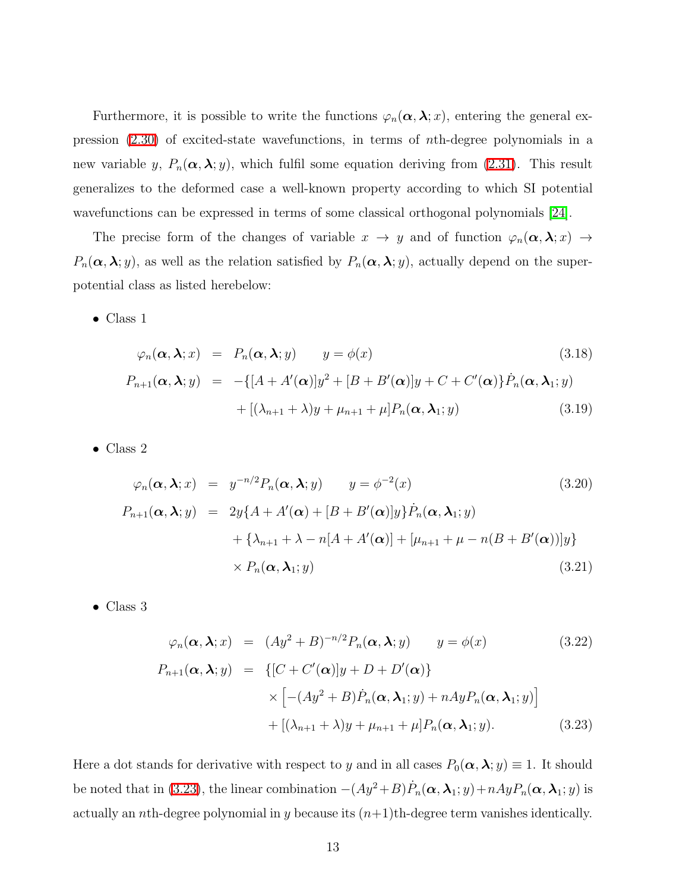Furthermore, it is possible to write the functions $\varphi_n(\boldsymbol{\alpha}, \boldsymbol{\lambda}; x)$, entering the general expression (2.30) of excited-state wavefunctions, in terms of $n$th-degree polynomials in a new variable $y$, $P_n(\boldsymbol{\alpha}, \boldsymbol{\lambda}; y)$, which fulfil some equation deriving from (2.31). This result generalizes to the deformed case a well-known property according to which SI potential wavefunctions can be expressed in terms of some classical orthogonal polynomials [24].

The precise form of the changes of variable $x \to y$ and of function $\varphi_n(\boldsymbol{\alpha}, \boldsymbol{\lambda}; x) \to P_n(\boldsymbol{\alpha}, \boldsymbol{\lambda}; y)$, as well as the relation satisfied by $P_n(\boldsymbol{\alpha}, \boldsymbol{\lambda}; y)$, actually depend on the superpotential class as listed herebelow:

- Class 1

$$\varphi_n(\boldsymbol{\alpha}, \boldsymbol{\lambda}; x) = P_n(\boldsymbol{\alpha}, \boldsymbol{\lambda}; y) \qquad y = \phi(x) \tag{3.18}$$

$$\begin{aligned} P_{n+1}(\boldsymbol{\alpha}, \boldsymbol{\lambda}; y) &= -\{[A + A'(\boldsymbol{\alpha})]y^2 + [B + B'(\boldsymbol{\alpha})]y + C + C'(\boldsymbol{\alpha})\} \dot{P}_n(\boldsymbol{\alpha}, \boldsymbol{\lambda}_1; y) \\ &\quad + [(\lambda_{n+1} + \lambda)y + \mu_{n+1} + \mu] P_n(\boldsymbol{\alpha}, \boldsymbol{\lambda}_1; y) \end{aligned} \tag{3.19}$$

- Class 2

$$\varphi_n(\boldsymbol{\alpha}, \boldsymbol{\lambda}; x) = y^{-n/2} P_n(\boldsymbol{\alpha}, \boldsymbol{\lambda}; y) \qquad y = \phi^{-2}(x) \tag{3.20}$$

$$\begin{aligned} P_{n+1}(\boldsymbol{\alpha}, \boldsymbol{\lambda}; y) &= 2y\{A + A'(\boldsymbol{\alpha}) + [B + B'(\boldsymbol{\alpha})]y\} \dot{P}_n(\boldsymbol{\alpha}, \boldsymbol{\lambda}_1; y) \\ &\quad + \{\lambda_{n+1} + \lambda - n[A + A'(\boldsymbol{\alpha})] + [\mu_{n+1} + \mu - n(B + B'(\boldsymbol{\alpha}))]y\} \\ &\quad \times P_n(\boldsymbol{\alpha}, \boldsymbol{\lambda}_1; y) \end{aligned} \tag{3.21}$$

- Class 3

$$\varphi_n(\boldsymbol{\alpha}, \boldsymbol{\lambda}; x) = (Ay^2 + B)^{-n/2} P_n(\boldsymbol{\alpha}, \boldsymbol{\lambda}; y) \qquad y = \phi(x) \tag{3.22}$$

$$\begin{aligned} P_{n+1}(\boldsymbol{\alpha}, \boldsymbol{\lambda}; y) &= \{[C + C'(\boldsymbol{\alpha})]y + D + D'(\boldsymbol{\alpha})\} \\ &\quad \times \left[-(Ay^2 + B)\dot{P}_n(\boldsymbol{\alpha}, \boldsymbol{\lambda}_1; y) + nAyP_n(\boldsymbol{\alpha}, \boldsymbol{\lambda}_1; y)\right] \\ &\quad + [(\lambda_{n+1} + \lambda)y + \mu_{n+1} + \mu] P_n(\boldsymbol{\alpha}, \boldsymbol{\lambda}_1; y). \end{aligned} \tag{3.23}$$

Here a dot stands for derivative with respect to $y$ and in all cases $P_0(\boldsymbol{\alpha}, \boldsymbol{\lambda}; y) \equiv 1$. It should be noted that in (3.23), the linear combination $-(Ay^2 + B)\dot{P}_n(\boldsymbol{\alpha}, \boldsymbol{\lambda}_1; y) + nAyP_n(\boldsymbol{\alpha}, \boldsymbol{\lambda}_1; y)$ is actually an $n$th-degree polynomial in $y$ because its $(n+1)$th-degree term vanishes identically.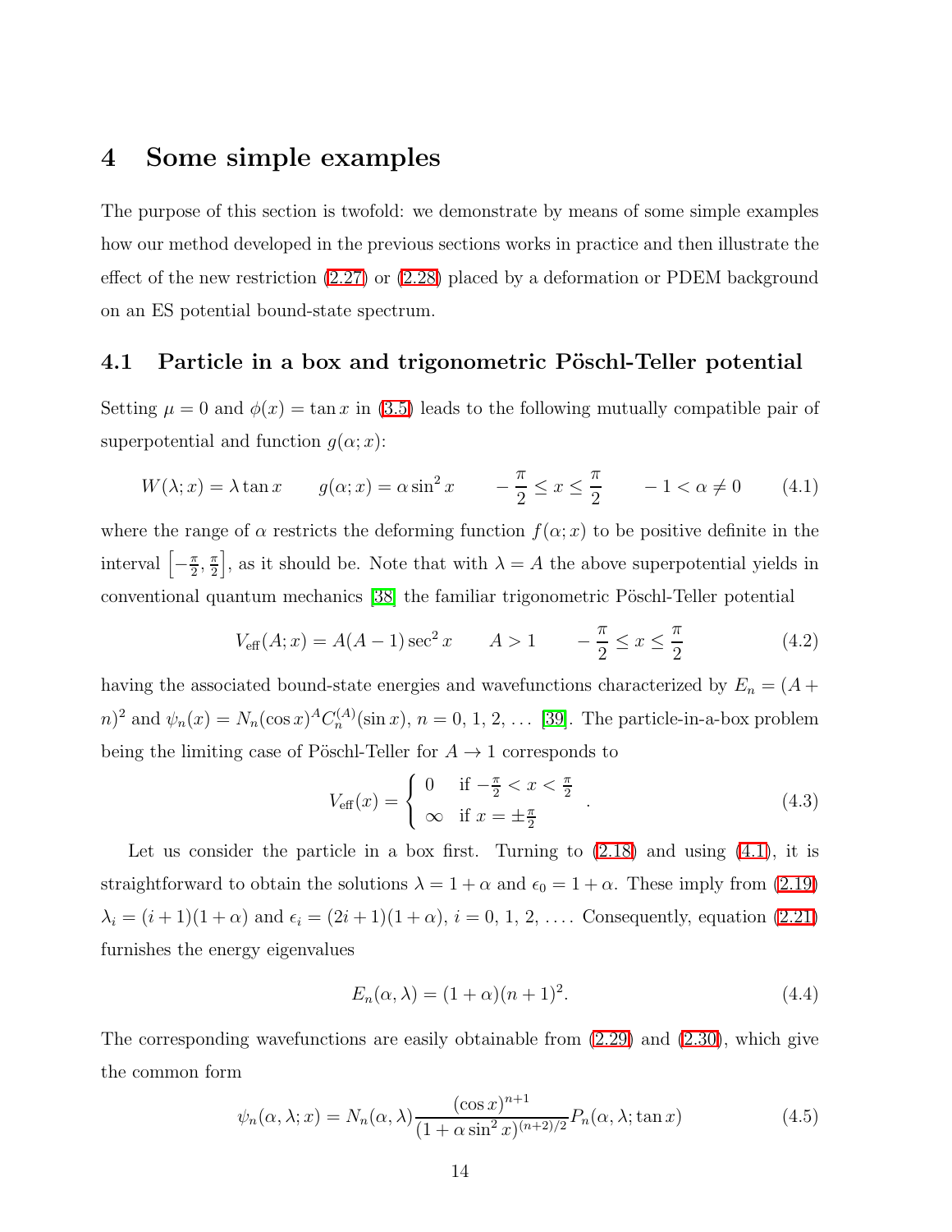## 4 Some simple examples

The purpose of this section is twofold: we demonstrate by means of some simple examples how our method developed in the previous sections works in practice and then illustrate the effect of the new restriction (2.27) or (2.28) placed by a deformation or PDEM background on an ES potential bound-state spectrum.

### 4.1 Particle in a box and trigonometric Pöschl-Teller potential

Setting $\mu = 0$ and $\phi(x) = \tan x$ in (3.5) leads to the following mutually compatible pair of superpotential and function $g(\alpha; x)$:

$$W(\lambda; x) = \lambda \tan x \qquad g(\alpha; x) = \alpha \sin^2 x \qquad -\frac{\pi}{2} \leq x \leq \frac{\pi}{2} \qquad -1 < \alpha \neq 0 \tag{4.1}$$

where the range of $\alpha$ restricts the deforming function $f(\alpha; x)$ to be positive definite in the interval $\left[-\frac{\pi}{2}, \frac{\pi}{2}\right]$, as it should be. Note that with $\lambda = A$ the above superpotential yields in conventional quantum mechanics [38] the familiar trigonometric Pöschl-Teller potential

$$V_{\text{eff}}(A; x) = A(A-1)\sec^2 x \qquad A > 1 \qquad -\frac{\pi}{2} \leq x \leq \frac{\pi}{2} \tag{4.2}$$

having the associated bound-state energies and wavefunctions characterized by $E_n = (A + n)^2$ and $\psi_n(x) = N_n (\cos x)^A C_n^{(A)}(\sin x)$, $n = 0, 1, 2, \ldots$ [39]. The particle-in-a-box problem being the limiting case of Pöschl-Teller for $A \to 1$ corresponds to

$$V_{\text{eff}}(x) = \begin{cases} 0 & \text{if } -\frac{\pi}{2} < x < \frac{\pi}{2} \\ \infty & \text{if } x = \pm\frac{\pi}{2} \end{cases} . \tag{4.3}$$

Let us consider the particle in a box first. Turning to (2.18) and using (4.1), it is straightforward to obtain the solutions $\lambda = 1 + \alpha$ and $\epsilon_0 = 1 + \alpha$. These imply from (2.19) $\lambda_i = (i+1)(1+\alpha)$ and $\epsilon_i = (2i+1)(1+\alpha)$, $i = 0, 1, 2, \ldots$. Consequently, equation (2.21) furnishes the energy eigenvalues

$$E_n(\alpha, \lambda) = (1 + \alpha)(n+1)^2. \tag{4.4}$$

The corresponding wavefunctions are easily obtainable from (2.29) and (2.30), which give the common form

$$\psi_n(\alpha, \lambda; x) = N_n(\alpha, \lambda) \frac{(\cos x)^{n+1}}{(1 + \alpha \sin^2 x)^{(n+2)/2}} P_n(\alpha, \lambda; \tan x) \tag{4.5}$$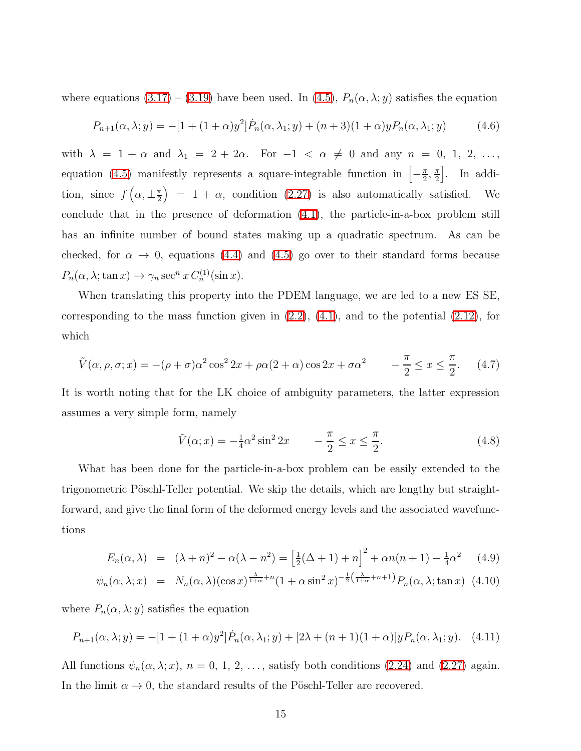where equations (3.17) – (3.19) have been used. In (4.5), $P_n(\alpha, \lambda; y)$ satisfies the equation

$$P_{n+1}(\alpha, \lambda; y) = -[1 + (1+\alpha)y^2]\dot{P}_n(\alpha, \lambda_1; y) + (n+3)(1+\alpha)yP_n(\alpha, \lambda_1; y) \tag{4.6}$$

with $\lambda = 1 + \alpha$ and $\lambda_1 = 2 + 2\alpha$. For $-1 < \alpha \neq 0$ and any $n = 0, 1, 2, \ldots$, equation (4.5) manifestly represents a square-integrable function in $\left[-\frac{\pi}{2}, \frac{\pi}{2}\right]$. In addition, since $f\left(\alpha, \pm\frac{\pi}{2}\right) = 1 + \alpha$, condition (2.27) is also automatically satisfied. We conclude that in the presence of deformation (4.1), the particle-in-a-box problem still has an infinite number of bound states making up a quadratic spectrum. As can be checked, for $\alpha \to 0$, equations (4.4) and (4.5) go over to their standard forms because $P_n(\alpha, \lambda; \tan x) \to \gamma_n \sec^n x \, C_n^{(1)}(\sin x)$.

When translating this property into the PDEM language, we are led to a new ES SE, corresponding to the mass function given in (2.2), (4.1), and to the potential (2.12), for which

$$\tilde{V}(\alpha, \rho, \sigma; x) = -(\rho + \sigma)\alpha^2 \cos^2 2x + \rho\alpha(2 + \alpha)\cos 2x + \sigma\alpha^2 \qquad -\frac{\pi}{2} \leq x \leq \frac{\pi}{2}. \tag{4.7}$$

It is worth noting that for the LK choice of ambiguity parameters, the latter expression assumes a very simple form, namely

$$\tilde{V}(\alpha; x) = -\tfrac{1}{4}\alpha^2 \sin^2 2x \qquad -\frac{\pi}{2} \leq x \leq \frac{\pi}{2}. \tag{4.8}$$

What has been done for the particle-in-a-box problem can be easily extended to the trigonometric Pöschl-Teller potential. We skip the details, which are lengthy but straightforward, and give the final form of the deformed energy levels and the associated wavefunctions

$$E_n(\alpha, \lambda) = (\lambda + n)^2 - \alpha(\lambda - n^2) = \left[\tfrac{1}{2}(\Delta + 1) + n\right]^2 + \alpha n(n+1) - \tfrac{1}{4}\alpha^2 \tag{4.9}$$

$$\psi_n(\alpha, \lambda; x) = N_n(\alpha, \lambda)(\cos x)^{\frac{\lambda}{1+\alpha} + n}(1 + \alpha \sin^2 x)^{-\frac{1}{2}\left(\frac{\lambda}{1+\alpha} + n + 1\right)} P_n(\alpha, \lambda; \tan x) \tag{4.10}$$

where $P_n(\alpha, \lambda; y)$ satisfies the equation

$$P_{n+1}(\alpha, \lambda; y) = -[1 + (1+\alpha)y^2]\dot{P}_n(\alpha, \lambda_1; y) + [2\lambda + (n+1)(1+\alpha)]yP_n(\alpha, \lambda_1; y). \tag{4.11}$$

All functions $\psi_n(\alpha, \lambda; x)$, $n = 0, 1, 2, \ldots$, satisfy both conditions (2.24) and (2.27) again. In the limit $\alpha \to 0$, the standard results of the Pöschl-Teller are recovered.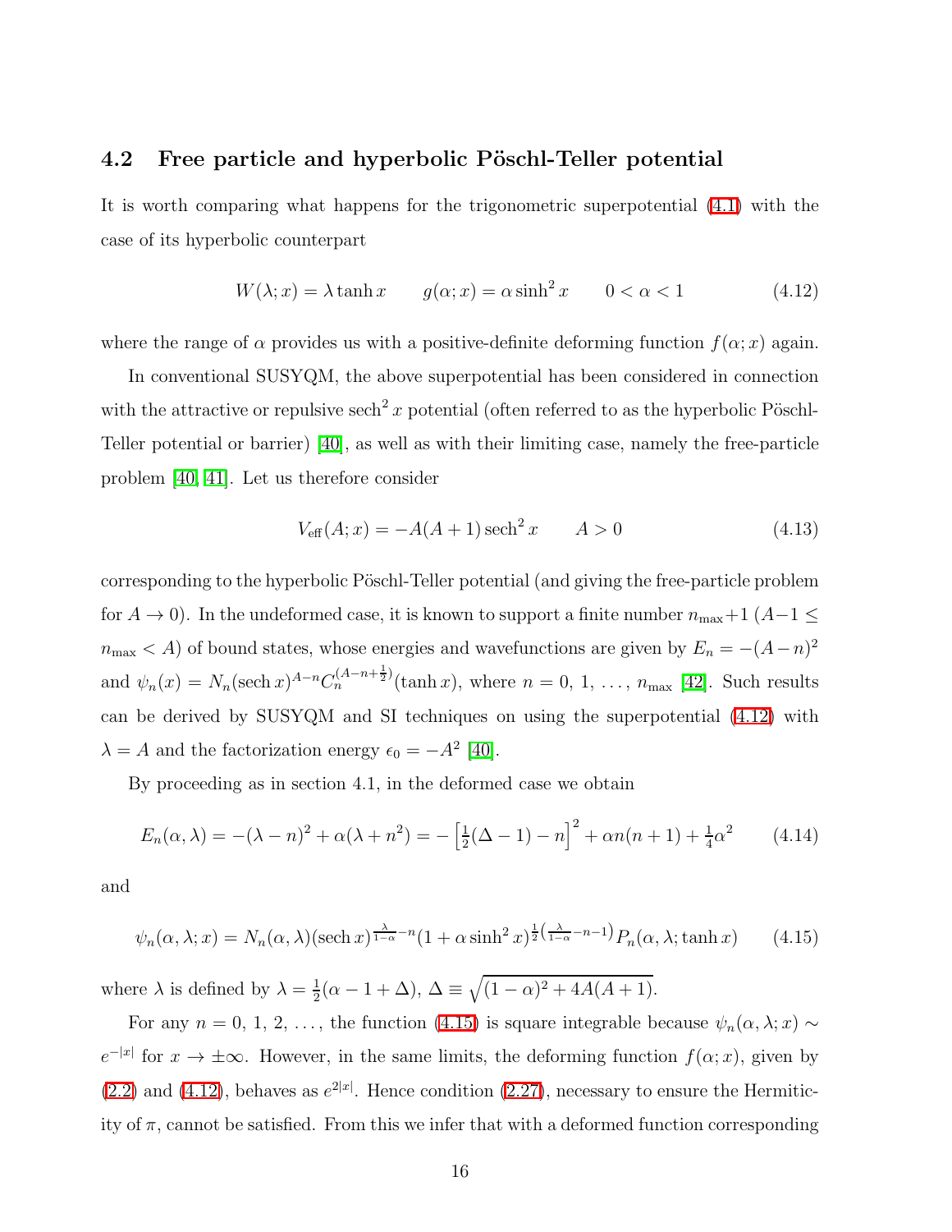## 4.2 Free particle and hyperbolic Pöschl-Teller potential

It is worth comparing what happens for the trigonometric superpotential (4.1) with the case of its hyperbolic counterpart

$$W(\lambda; x) = \lambda \tanh x \qquad g(\alpha; x) = \alpha \sinh^2 x \qquad 0 < \alpha < 1 \tag{4.12}$$

where the range of $\alpha$ provides us with a positive-definite deforming function $f(\alpha; x)$ again.

In conventional SUSYQM, the above superpotential has been considered in connection with the attractive or repulsive $\operatorname{sech}^2 x$ potential (often referred to as the hyperbolic Pöschl-Teller potential or barrier) [40], as well as with their limiting case, namely the free-particle problem [40, 41]. Let us therefore consider

$$V_{\text{eff}}(A; x) = -A(A+1)\operatorname{sech}^2 x \qquad A > 0 \tag{4.13}$$

corresponding to the hyperbolic Pöschl-Teller potential (and giving the free-particle problem for $A \to 0$). In the undeformed case, it is known to support a finite number $n_{\max}+1$ ($A-1 \le n_{\max} < A$) of bound states, whose energies and wavefunctions are given by $E_n = -(A-n)^2$ and $\psi_n(x) = N_n (\operatorname{sech} x)^{A-n} C_n^{(A-n+\frac{1}{2})}(\tanh x)$, where $n = 0, 1, \ldots, n_{\max}$ [42]. Such results can be derived by SUSYQM and SI techniques on using the superpotential (4.12) with $\lambda = A$ and the factorization energy $\epsilon_0 = -A^2$ [40].

By proceeding as in section 4.1, in the deformed case we obtain

$$E_n(\alpha, \lambda) = -(\lambda - n)^2 + \alpha(\lambda + n^2) = -\left[\tfrac{1}{2}(\Delta - 1) - n\right]^2 + \alpha n(n+1) + \tfrac{1}{4}\alpha^2 \tag{4.14}$$

and

$$\psi_n(\alpha, \lambda; x) = N_n(\alpha, \lambda)(\operatorname{sech} x)^{\frac{\lambda}{1-\alpha} - n}(1 + \alpha \sinh^2 x)^{\frac{1}{2}\left(\frac{\lambda}{1-\alpha} - n - 1\right)} P_n(\alpha, \lambda; \tanh x) \tag{4.15}$$

where $\lambda$ is defined by $\lambda = \frac{1}{2}(\alpha - 1 + \Delta)$, $\Delta \equiv \sqrt{(1-\alpha)^2 + 4A(A+1)}$.

For any $n = 0, 1, 2, \ldots$, the function (4.15) is square integrable because $\psi_n(\alpha, \lambda; x) \sim e^{-|x|}$ for $x \to \pm\infty$. However, in the same limits, the deforming function $f(\alpha; x)$, given by (2.2) and (4.12), behaves as $e^{2|x|}$. Hence condition (2.27), necessary to ensure the Hermiticity of $\pi$, cannot be satisfied. From this we infer that with a deformed function corresponding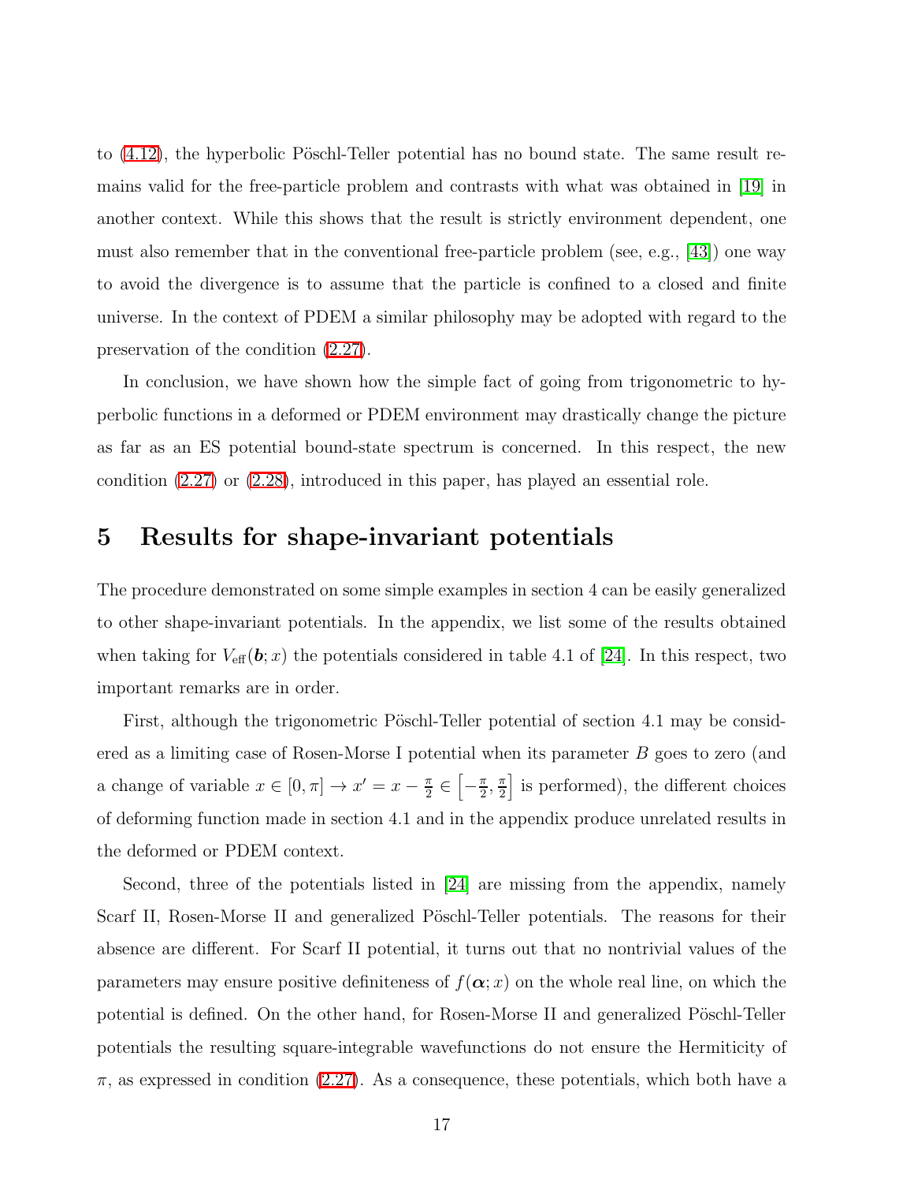to (4.12), the hyperbolic Pöschl-Teller potential has no bound state. The same result remains valid for the free-particle problem and contrasts with what was obtained in [19] in another context. While this shows that the result is strictly environment dependent, one must also remember that in the conventional free-particle problem (see, e.g., [43]) one way to avoid the divergence is to assume that the particle is confined to a closed and finite universe. In the context of PDEM a similar philosophy may be adopted with regard to the preservation of the condition (2.27).

In conclusion, we have shown how the simple fact of going from trigonometric to hyperbolic functions in a deformed or PDEM environment may drastically change the picture as far as an ES potential bound-state spectrum is concerned. In this respect, the new condition (2.27) or (2.28), introduced in this paper, has played an essential role.

# 5 Results for shape-invariant potentials

The procedure demonstrated on some simple examples in section 4 can be easily generalized to other shape-invariant potentials. In the appendix, we list some of the results obtained when taking for $V_{\text{eff}}(\boldsymbol{b}; x)$ the potentials considered in table 4.1 of [24]. In this respect, two important remarks are in order.

First, although the trigonometric Pöschl-Teller potential of section 4.1 may be considered as a limiting case of Rosen-Morse I potential when its parameter $B$ goes to zero (and a change of variable $x \in [0, \pi] \to x' = x - \frac{\pi}{2} \in \left[-\frac{\pi}{2}, \frac{\pi}{2}\right]$ is performed), the different choices of deforming function made in section 4.1 and in the appendix produce unrelated results in the deformed or PDEM context.

Second, three of the potentials listed in [24] are missing from the appendix, namely Scarf II, Rosen-Morse II and generalized Pöschl-Teller potentials. The reasons for their absence are different. For Scarf II potential, it turns out that no nontrivial values of the parameters may ensure positive definiteness of $f(\boldsymbol{\alpha}; x)$ on the whole real line, on which the potential is defined. On the other hand, for Rosen-Morse II and generalized Pöschl-Teller potentials the resulting square-integrable wavefunctions do not ensure the Hermiticity of $\pi$, as expressed in condition (2.27). As a consequence, these potentials, which both have a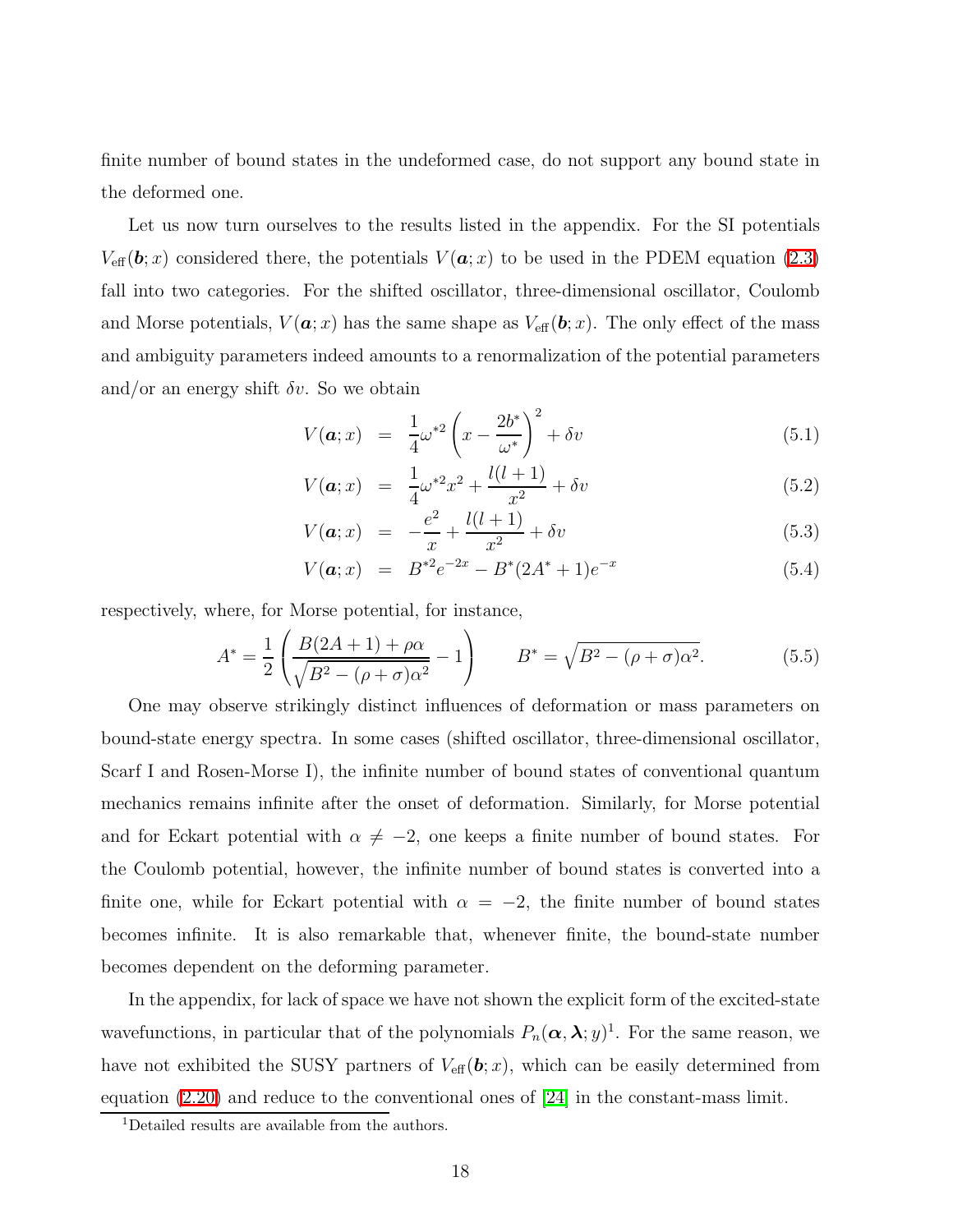finite number of bound states in the undeformed case, do not support any bound state in the deformed one.

Let us now turn ourselves to the results listed in the appendix. For the SI potentials $V_{\rm eff}(\boldsymbol{b}; x)$ considered there, the potentials $V(\boldsymbol{a}; x)$ to be used in the PDEM equation (2.3) fall into two categories. For the shifted oscillator, three-dimensional oscillator, Coulomb and Morse potentials, $V(\boldsymbol{a}; x)$ has the same shape as $V_{\rm eff}(\boldsymbol{b}; x)$. The only effect of the mass and ambiguity parameters indeed amounts to a renormalization of the potential parameters and/or an energy shift $\delta v$. So we obtain

$$V(\boldsymbol{a}; x) = \frac{1}{4}\omega^{*2}\left(x - \frac{2b^*}{\omega^*}\right)^2 + \delta v \tag{5.1}$$

$$V(\boldsymbol{a}; x) = \frac{1}{4}\omega^{*2}x^2 + \frac{l(l+1)}{x^2} + \delta v \tag{5.2}$$

$$V(\boldsymbol{a}; x) = -\frac{e^2}{x} + \frac{l(l+1)}{x^2} + \delta v \tag{5.3}$$

$$V(\boldsymbol{a}; x) = B^{*2}e^{-2x} - B^*(2A^* + 1)e^{-x} \tag{5.4}$$

respectively, where, for Morse potential, for instance,

$$A^* = \frac{1}{2}\left(\frac{B(2A+1) + \rho\alpha}{\sqrt{B^2 - (\rho+\sigma)\alpha^2}} - 1\right) \qquad B^* = \sqrt{B^2 - (\rho+\sigma)\alpha^2}. \tag{5.5}$$

One may observe strikingly distinct influences of deformation or mass parameters on bound-state energy spectra. In some cases (shifted oscillator, three-dimensional oscillator, Scarf I and Rosen-Morse I), the infinite number of bound states of conventional quantum mechanics remains infinite after the onset of deformation. Similarly, for Morse potential and for Eckart potential with $\alpha \neq -2$, one keeps a finite number of bound states. For the Coulomb potential, however, the infinite number of bound states is converted into a finite one, while for Eckart potential with $\alpha = -2$, the finite number of bound states becomes infinite. It is also remarkable that, whenever finite, the bound-state number becomes dependent on the deforming parameter.

In the appendix, for lack of space we have not shown the explicit form of the excited-state wavefunctions, in particular that of the polynomials $P_n(\boldsymbol{\alpha}, \boldsymbol{\lambda}; y)$[1]. For the same reason, we have not exhibited the SUSY partners of $V_{\rm eff}(\boldsymbol{b}; x)$, which can be easily determined from equation (2.20) and reduce to the conventional ones of [24] in the constant-mass limit.

[1] Detailed results are available from the authors.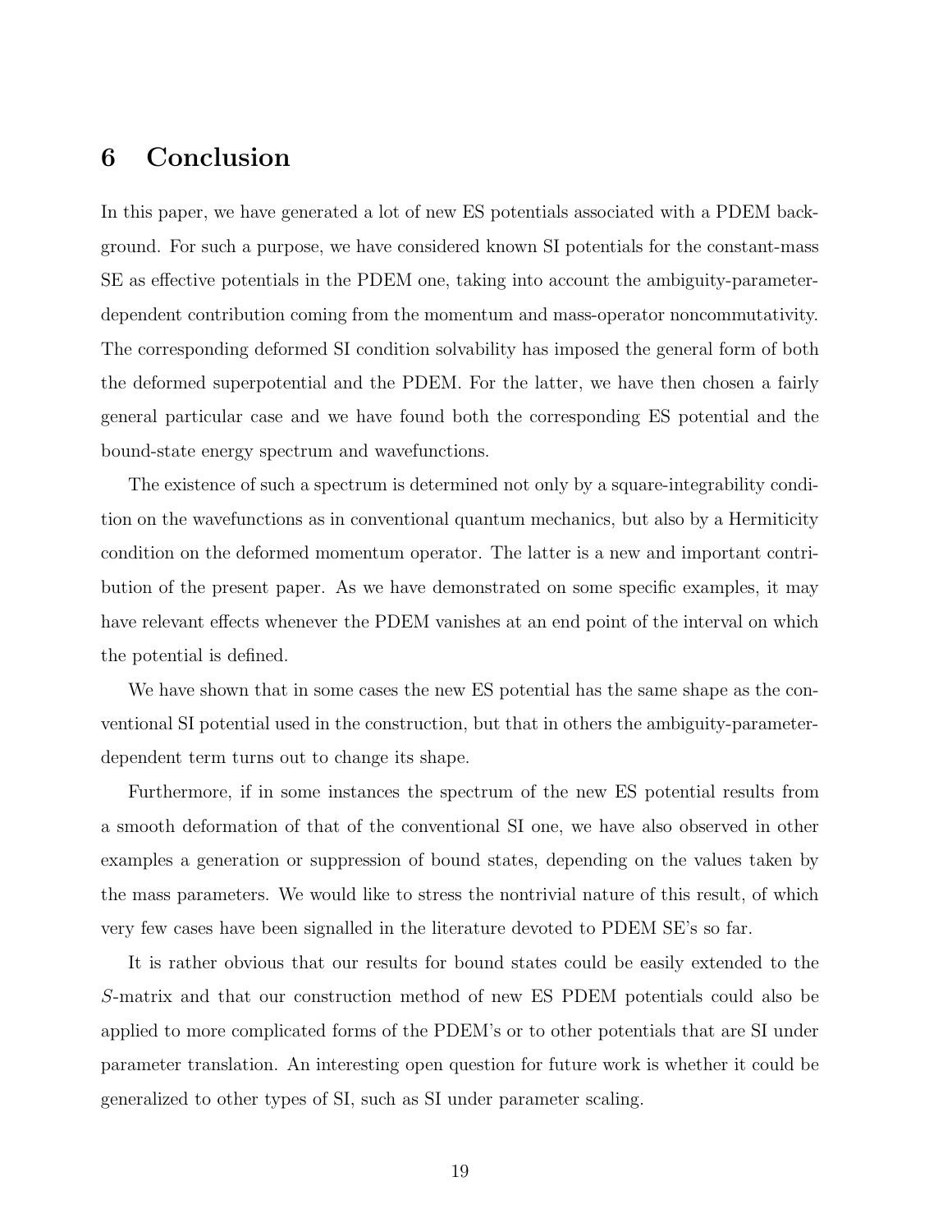## 6 Conclusion

In this paper, we have generated a lot of new ES potentials associated with a PDEM background. For such a purpose, we have considered known SI potentials for the constant-mass SE as effective potentials in the PDEM one, taking into account the ambiguity-parameter-dependent contribution coming from the momentum and mass-operator noncommutativity. The corresponding deformed SI condition solvability has imposed the general form of both the deformed superpotential and the PDEM. For the latter, we have then chosen a fairly general particular case and we have found both the corresponding ES potential and the bound-state energy spectrum and wavefunctions.

The existence of such a spectrum is determined not only by a square-integrability condition on the wavefunctions as in conventional quantum mechanics, but also by a Hermiticity condition on the deformed momentum operator. The latter is a new and important contribution of the present paper. As we have demonstrated on some specific examples, it may have relevant effects whenever the PDEM vanishes at an end point of the interval on which the potential is defined.

We have shown that in some cases the new ES potential has the same shape as the conventional SI potential used in the construction, but that in others the ambiguity-parameter-dependent term turns out to change its shape.

Furthermore, if in some instances the spectrum of the new ES potential results from a smooth deformation of that of the conventional SI one, we have also observed in other examples a generation or suppression of bound states, depending on the values taken by the mass parameters. We would like to stress the nontrivial nature of this result, of which very few cases have been signalled in the literature devoted to PDEM SE's so far.

It is rather obvious that our results for bound states could be easily extended to the $S$-matrix and that our construction method of new ES PDEM potentials could also be applied to more complicated forms of the PDEM's or to other potentials that are SI under parameter translation. An interesting open question for future work is whether it could be generalized to other types of SI, such as SI under parameter scaling.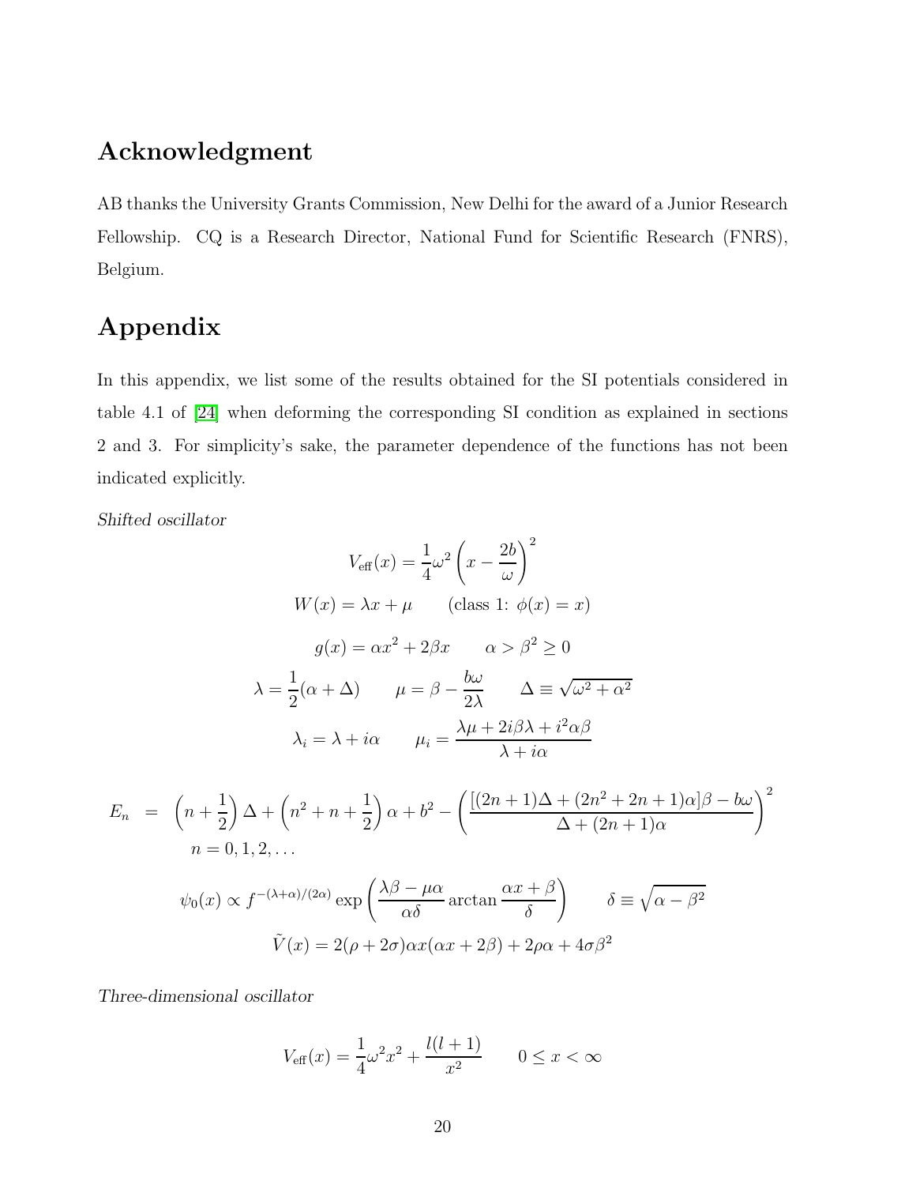## Acknowledgment

AB thanks the University Grants Commission, New Delhi for the award of a Junior Research Fellowship. CQ is a Research Director, National Fund for Scientific Research (FNRS), Belgium.

## Appendix

In this appendix, we list some of the results obtained for the SI potentials considered in table 4.1 of [24] when deforming the corresponding SI condition as explained in sections 2 and 3. For simplicity's sake, the parameter dependence of the functions has not been indicated explicitly.

*Shifted oscillator*

$$V_{\text{eff}}(x) = \frac{1}{4}\omega^2 \left(x - \frac{2b}{\omega}\right)^2$$

$$W(x) = \lambda x + \mu \qquad (\text{class 1: } \phi(x) = x)$$

$$g(x) = \alpha x^2 + 2\beta x \qquad \alpha > \beta^2 \geq 0$$

$$\lambda = \frac{1}{2}(\alpha + \Delta) \qquad \mu = \beta - \frac{b\omega}{2\lambda} \qquad \Delta \equiv \sqrt{\omega^2 + \alpha^2}$$

$$\lambda_i = \lambda + i\alpha \qquad \mu_i = \frac{\lambda\mu + 2i\beta\lambda + i^2\alpha\beta}{\lambda + i\alpha}$$

$$\begin{aligned} E_n &= \left(n + \frac{1}{2}\right)\Delta + \left(n^2 + n + \frac{1}{2}\right)\alpha + b^2 - \left(\frac{[(2n+1)\Delta + (2n^2 + 2n + 1)\alpha]\beta - b\omega}{\Delta + (2n+1)\alpha}\right)^2 \\ & n = 0, 1, 2, \ldots \end{aligned}$$

$$\psi_0(x) \propto f^{-(\lambda+\alpha)/(2\alpha)} \exp\left(\frac{\lambda\beta - \mu\alpha}{\alpha\delta} \arctan\frac{\alpha x + \beta}{\delta}\right) \qquad \delta \equiv \sqrt{\alpha - \beta^2}$$

$$\tilde{V}(x) = 2(\rho + 2\sigma)\alpha x(\alpha x + 2\beta) + 2\rho\alpha + 4\sigma\beta^2$$

*Three-dimensional oscillator*

$$V_{\text{eff}}(x) = \frac{1}{4}\omega^2 x^2 + \frac{l(l+1)}{x^2} \qquad 0 \leq x < \infty$$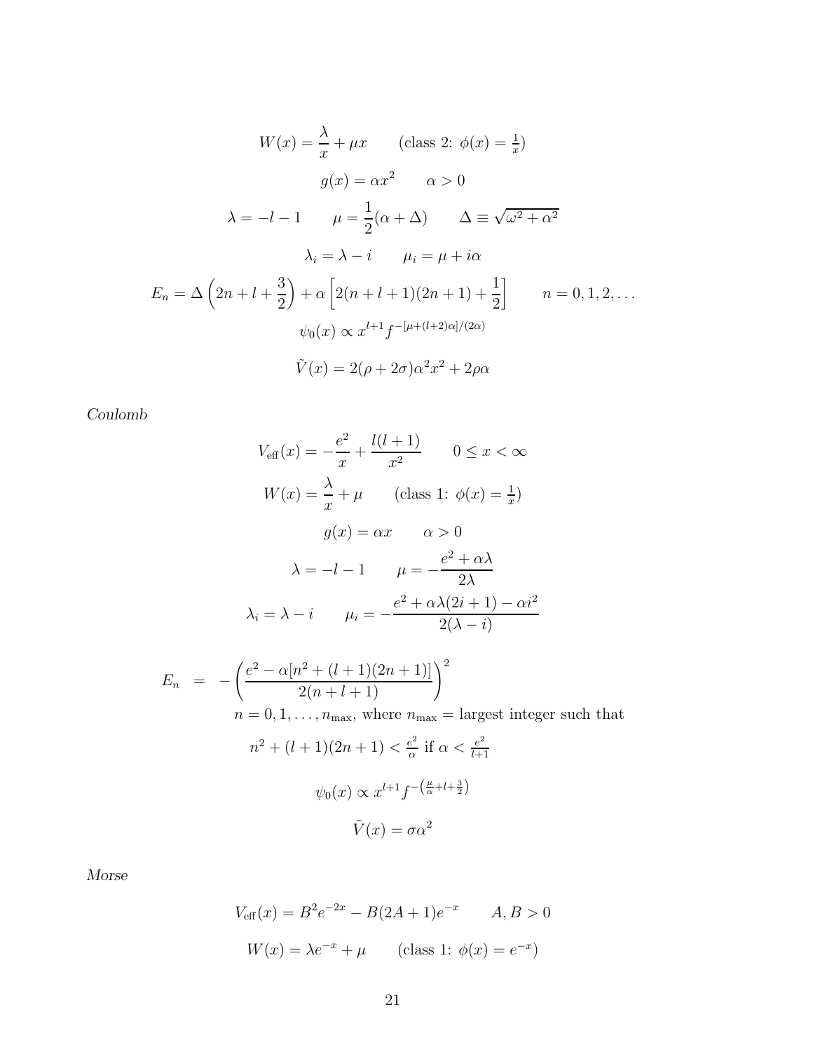$$W(x) = \frac{\lambda}{x} + \mu x \qquad \text{(class 2: } \phi(x) = \tfrac{1}{x}\text{)}$$

$$g(x) = \alpha x^2 \qquad \alpha > 0$$

$$\lambda = -l - 1 \qquad \mu = \frac{1}{2}(\alpha + \Delta) \qquad \Delta \equiv \sqrt{\omega^2 + \alpha^2}$$

$$\lambda_i = \lambda - i \qquad \mu_i = \mu + i\alpha$$

$$E_n = \Delta\left(2n + l + \frac{3}{2}\right) + \alpha\left[2(n + l + 1)(2n + 1) + \frac{1}{2}\right] \qquad n = 0, 1, 2, \ldots$$

$$\psi_0(x) \propto x^{l+1} f^{-[\mu + (l+2)\alpha]/(2\alpha)}$$

$$\tilde{V}(x) = 2(\rho + 2\sigma)\alpha^2 x^2 + 2\rho\alpha$$

*Coulomb*

$$V_{\text{eff}}(x) = -\frac{e^2}{x} + \frac{l(l+1)}{x^2} \qquad 0 \leq x < \infty$$

$$W(x) = \frac{\lambda}{x} + \mu \qquad \text{(class 1: } \phi(x) = \tfrac{1}{x}\text{)}$$

$$g(x) = \alpha x \qquad \alpha > 0$$

$$\lambda = -l - 1 \qquad \mu = -\frac{e^2 + \alpha\lambda}{2\lambda}$$

$$\lambda_i = \lambda - i \qquad \mu_i = -\frac{e^2 + \alpha\lambda(2i+1) - \alpha i^2}{2(\lambda - i)}$$

$$E_n = -\left(\frac{e^2 - \alpha[n^2 + (l+1)(2n+1)]}{2(n + l + 1)}\right)^2$$

$n = 0, 1, \ldots, n_{\text{max}}$, where $n_{\text{max}}$ = largest integer such that

$$n^2 + (l+1)(2n+1) < \frac{e^2}{\alpha} \text{ if } \alpha < \frac{e^2}{l+1}$$

$$\psi_0(x) \propto x^{l+1} f^{-\left(\frac{\mu}{\alpha} + l + \frac{3}{2}\right)}$$

$$\tilde{V}(x) = \sigma\alpha^2$$

*Morse*

$$V_{\text{eff}}(x) = B^2 e^{-2x} - B(2A + 1)e^{-x} \qquad A, B > 0$$

$$W(x) = \lambda e^{-x} + \mu \qquad \text{(class 1: } \phi(x) = e^{-x}\text{)}$$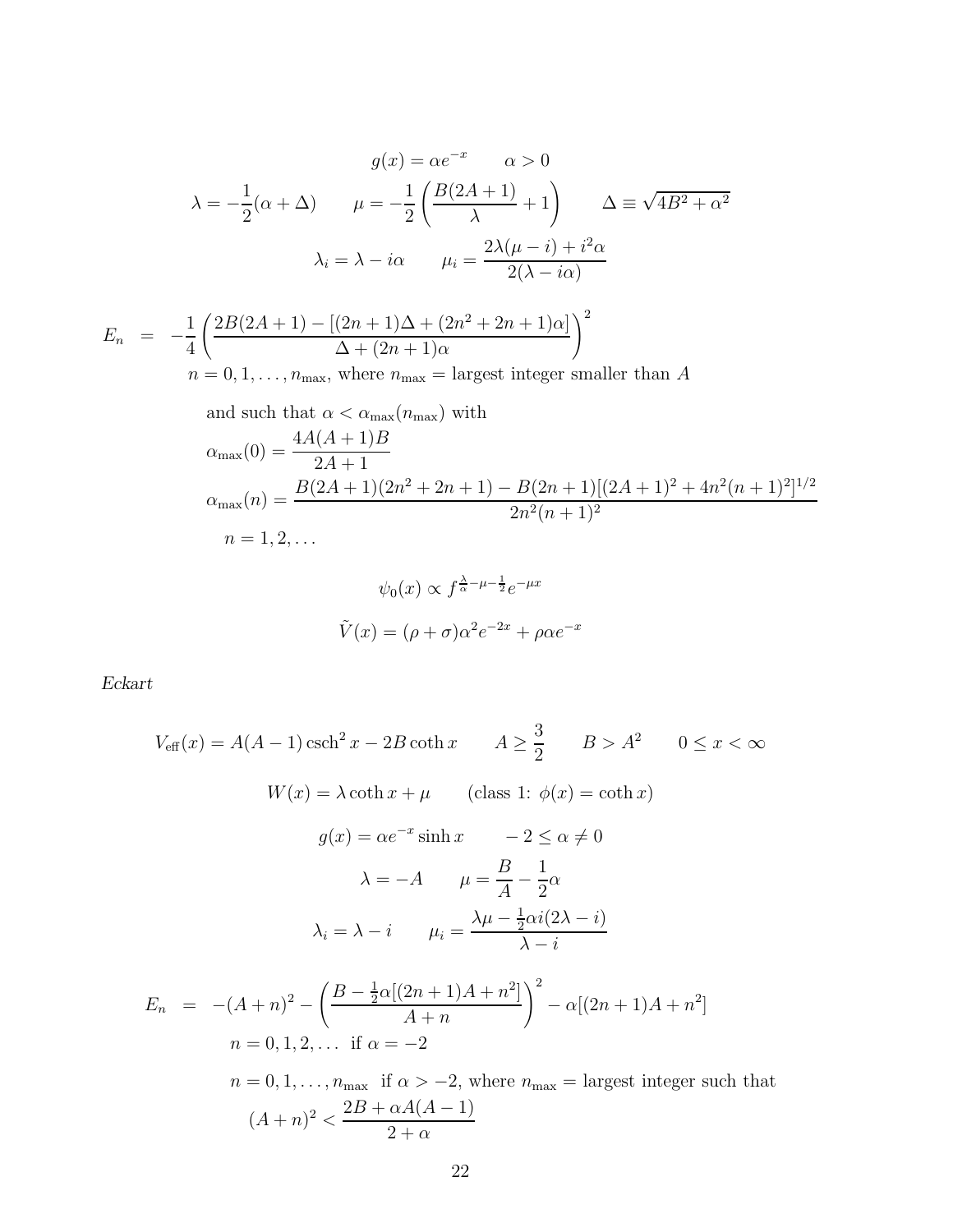$$g(x) = \alpha e^{-x} \qquad \alpha > 0$$

$$\lambda = -\frac{1}{2}(\alpha + \Delta) \qquad \mu = -\frac{1}{2}\left(\frac{B(2A+1)}{\lambda} + 1\right) \qquad \Delta \equiv \sqrt{4B^2 + \alpha^2}$$

$$\lambda_i = \lambda - i\alpha \qquad \mu_i = \frac{2\lambda(\mu - i) + i^2\alpha}{2(\lambda - i\alpha)}$$

$$E_n = -\frac{1}{4}\left(\frac{2B(2A+1) - [(2n+1)\Delta + (2n^2+2n+1)\alpha]}{\Delta + (2n+1)\alpha}\right)^2$$

$n = 0, 1, \ldots, n_{\max}$, where $n_{\max}$ = largest integer smaller than $A$

and such that $\alpha < \alpha_{\max}(n_{\max})$ with

$$\alpha_{\max}(0) = \frac{4A(A+1)B}{2A+1}$$

$$\alpha_{\max}(n) = \frac{B(2A+1)(2n^2+2n+1) - B(2n+1)[(2A+1)^2 + 4n^2(n+1)^2]^{1/2}}{2n^2(n+1)^2}$$

$n = 1, 2, \ldots$

$$\psi_0(x) \propto f^{\frac{\lambda}{\alpha} - \mu - \frac{1}{2}} e^{-\mu x}$$

$$\tilde{V}(x) = (\rho + \sigma)\alpha^2 e^{-2x} + \rho\alpha e^{-x}$$

*Eckart*

$$V_{\text{eff}}(x) = A(A-1)\,\text{csch}^2\, x - 2B\coth x \qquad A \geq \frac{3}{2} \qquad B > A^2 \qquad 0 \leq x < \infty$$

$$W(x) = \lambda \coth x + \mu \qquad (\text{class 1: } \phi(x) = \coth x)$$

$$g(x) = \alpha e^{-x}\sinh x \qquad -2 \leq \alpha \neq 0$$

$$\lambda = -A \qquad \mu = \frac{B}{A} - \frac{1}{2}\alpha$$

$$\lambda_i = \lambda - i \qquad \mu_i = \frac{\lambda\mu - \frac{1}{2}\alpha i(2\lambda - i)}{\lambda - i}$$

$$E_n = -(A+n)^2 - \left(\frac{B - \frac{1}{2}\alpha[(2n+1)A + n^2]}{A+n}\right)^2 - \alpha[(2n+1)A + n^2]$$

$n = 0, 1, 2, \ldots$ if $\alpha = -2$

$n = 0, 1, \ldots, n_{\max}$ if $\alpha > -2$, where $n_{\max}$ = largest integer such that

$$(A+n)^2 < \frac{2B + \alpha A(A-1)}{2+\alpha}$$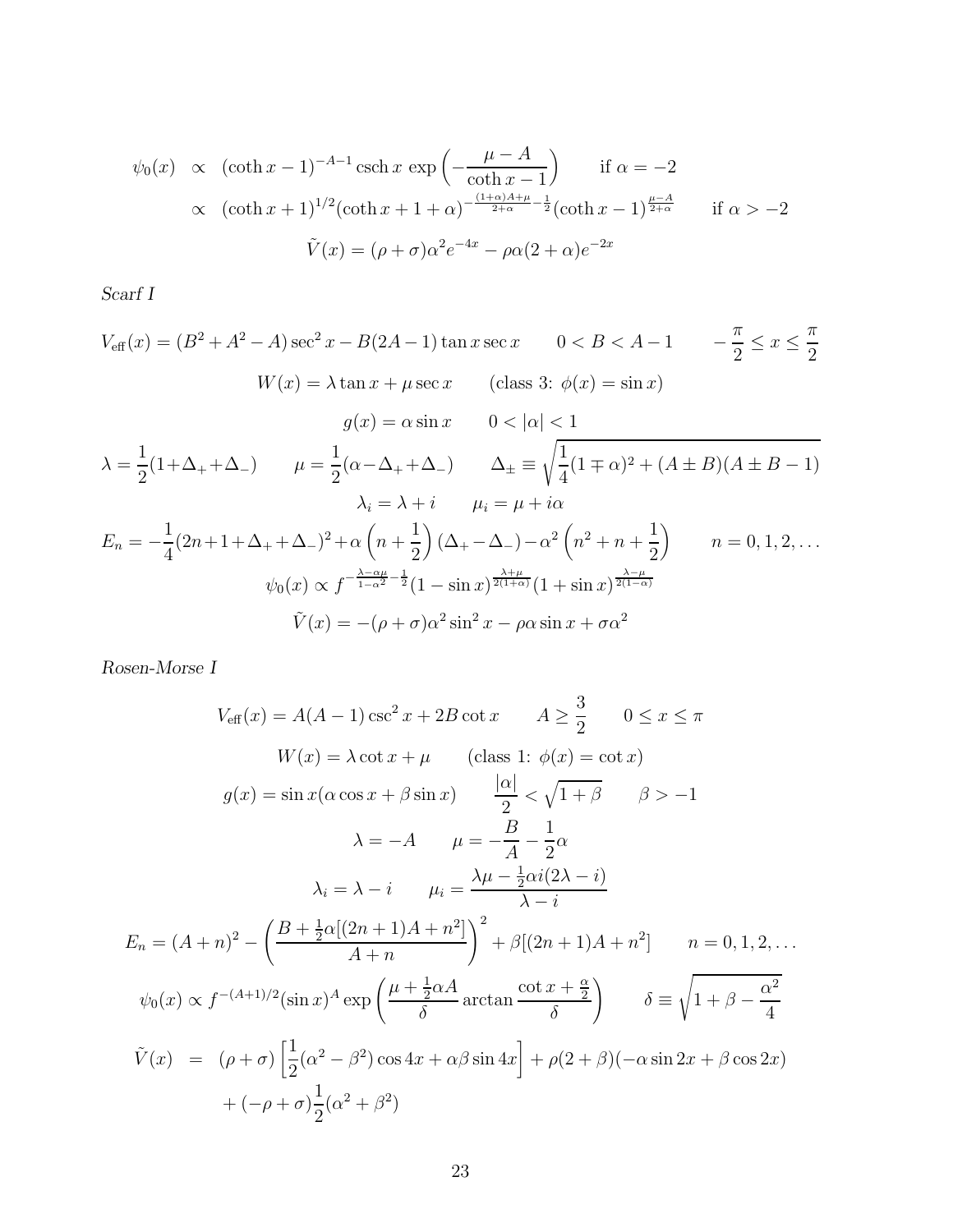$$
\begin{aligned}
\psi_0(x) &\propto (\coth x - 1)^{-A-1} \operatorname{csch} x \, \exp\left(-\frac{\mu - A}{\coth x - 1}\right) \qquad \text{if } \alpha = -2 \\
&\propto (\coth x + 1)^{1/2} (\coth x + 1 + \alpha)^{-\frac{(1+\alpha)A+\mu}{2+\alpha} - \frac{1}{2}} (\coth x - 1)^{\frac{\mu - A}{2+\alpha}} \qquad \text{if } \alpha > -2
\end{aligned}
$$

$$
\tilde{V}(x) = (\rho + \sigma)\alpha^2 e^{-4x} - \rho\alpha(2+\alpha)e^{-2x}
$$

*Scarf I*

$$
V_{\text{eff}}(x) = (B^2 + A^2 - A)\sec^2 x - B(2A-1)\tan x \sec x \qquad 0 < B < A - 1 \qquad -\frac{\pi}{2} \le x \le \frac{\pi}{2}
$$

$$
W(x) = \lambda \tan x + \mu \sec x \qquad (\text{class 3: } \phi(x) = \sin x)
$$

$$
g(x) = \alpha \sin x \qquad 0 < |\alpha| < 1
$$

$$
\lambda = \frac{1}{2}(1 + \Delta_+ + \Delta_-) \qquad \mu = \frac{1}{2}(\alpha - \Delta_+ + \Delta_-) \qquad \Delta_\pm \equiv \sqrt{\frac{1}{4}(1 \mp \alpha)^2 + (A \pm B)(A \pm B - 1)}
$$

$$
\lambda_i = \lambda + i \qquad \mu_i = \mu + i\alpha
$$

$$
E_n = -\frac{1}{4}(2n + 1 + \Delta_+ + \Delta_-)^2 + \alpha\left(n + \frac{1}{2}\right)(\Delta_+ - \Delta_-) - \alpha^2\left(n^2 + n + \frac{1}{2}\right) \qquad n = 0, 1, 2, \ldots
$$

$$
\psi_0(x) \propto f^{-\frac{\lambda - \alpha\mu}{1-\alpha^2} - \frac{1}{2}} (1 - \sin x)^{\frac{\lambda + \mu}{2(1+\alpha)}} (1 + \sin x)^{\frac{\lambda - \mu}{2(1-\alpha)}}
$$

$$
\tilde{V}(x) = -(\rho + \sigma)\alpha^2 \sin^2 x - \rho\alpha \sin x + \sigma\alpha^2
$$

*Rosen-Morse I*

$$
V_{\text{eff}}(x) = A(A-1)\csc^2 x + 2B \cot x \qquad A \ge \frac{3}{2} \qquad 0 \le x \le \pi
$$

$$
W(x) = \lambda \cot x + \mu \qquad (\text{class 1: } \phi(x) = \cot x)
$$

$$
g(x) = \sin x(\alpha \cos x + \beta \sin x) \qquad \frac{|\alpha|}{2} < \sqrt{1 + \beta} \qquad \beta > -1
$$

$$
\lambda = -A \qquad \mu = -\frac{B}{A} - \frac{1}{2}\alpha
$$

$$
\lambda_i = \lambda - i \qquad \mu_i = \frac{\lambda\mu - \frac{1}{2}\alpha i(2\lambda - i)}{\lambda - i}
$$

$$
E_n = (A + n)^2 - \left(\frac{B + \frac{1}{2}\alpha[(2n+1)A + n^2]}{A + n}\right)^2 + \beta[(2n+1)A + n^2] \qquad n = 0, 1, 2, \ldots
$$

$$
\psi_0(x) \propto f^{-(A+1)/2} (\sin x)^A \exp\left(\frac{\mu + \frac{1}{2}\alpha A}{\delta} \arctan \frac{\cot x + \frac{\alpha}{2}}{\delta}\right) \qquad \delta \equiv \sqrt{1 + \beta - \frac{\alpha^2}{4}}
$$

$$
\begin{aligned}
\tilde{V}(x) &= (\rho + \sigma)\left[\frac{1}{2}(\alpha^2 - \beta^2)\cos 4x + \alpha\beta \sin 4x\right] + \rho(2 + \beta)(-\alpha \sin 2x + \beta \cos 2x) \\
&\quad + (-\rho + \sigma)\frac{1}{2}(\alpha^2 + \beta^2)
\end{aligned}
$$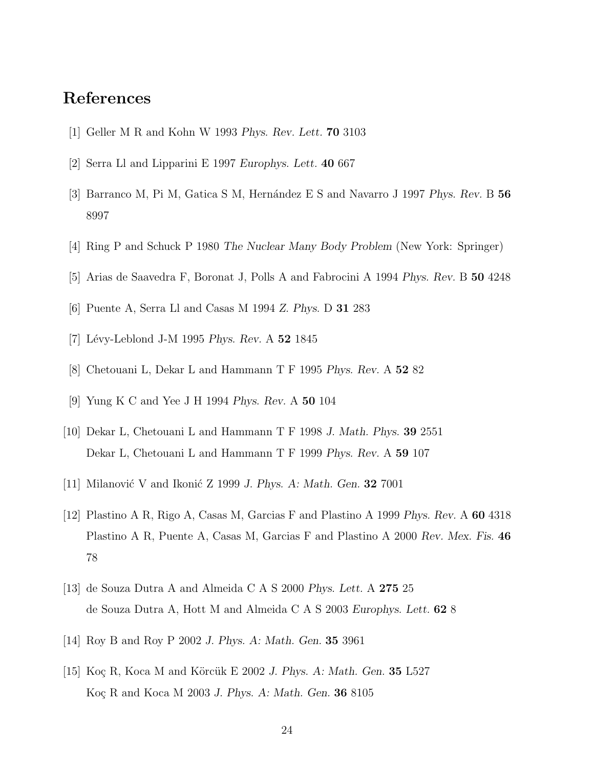# References

[1] Geller M R and Kohn W 1993 *Phys. Rev. Lett.* **70** 3103

[2] Serra Ll and Lipparini E 1997 *Europhys. Lett.* **40** 667

[3] Barranco M, Pi M, Gatica S M, Hernández E S and Navarro J 1997 *Phys. Rev.* B **56** 8997

[4] Ring P and Schuck P 1980 *The Nuclear Many Body Problem* (New York: Springer)

[5] Arias de Saavedra F, Boronat J, Polls A and Fabrocini A 1994 *Phys. Rev.* B **50** 4248

[6] Puente A, Serra Ll and Casas M 1994 *Z. Phys.* D **31** 283

[7] Lévy-Leblond J-M 1995 *Phys. Rev.* A **52** 1845

[8] Chetouani L, Dekar L and Hammann T F 1995 *Phys. Rev.* A **52** 82

[9] Yung K C and Yee J H 1994 *Phys. Rev.* A **50** 104

[10] Dekar L, Chetouani L and Hammann T F 1998 *J. Math. Phys.* **39** 2551
Dekar L, Chetouani L and Hammann T F 1999 *Phys. Rev.* A **59** 107

[11] Milanović V and Ikonić Z 1999 *J. Phys. A: Math. Gen.* **32** 7001

[12] Plastino A R, Rigo A, Casas M, Garcias F and Plastino A 1999 *Phys. Rev.* A **60** 4318
Plastino A R, Puente A, Casas M, Garcias F and Plastino A 2000 *Rev. Mex. Fis.* **46** 78

[13] de Souza Dutra A and Almeida C A S 2000 *Phys. Lett.* A **275** 25
de Souza Dutra A, Hott M and Almeida C A S 2003 *Europhys. Lett.* **62** 8

[14] Roy B and Roy P 2002 *J. Phys. A: Math. Gen.* **35** 3961

[15] Koç R, Koca M and Körcük E 2002 *J. Phys. A: Math. Gen.* **35** L527
Koç R and Koca M 2003 *J. Phys. A: Math. Gen.* **36** 8105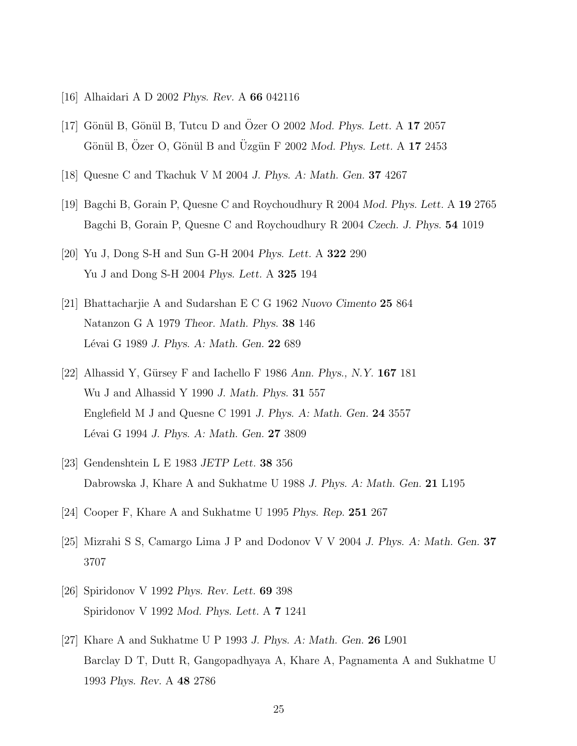[16] Alhaidari A D 2002 *Phys. Rev.* A **66** 042116

[17] Gönül B, Gönül B, Tutcu D and Özer O 2002 *Mod. Phys. Lett.* A **17** 2057
Gönül B, Özer O, Gönül B and Üzgün F 2002 *Mod. Phys. Lett.* A **17** 2453

[18] Quesne C and Tkachuk V M 2004 *J. Phys. A: Math. Gen.* **37** 4267

[19] Bagchi B, Gorain P, Quesne C and Roychoudhury R 2004 *Mod. Phys. Lett.* A **19** 2765
Bagchi B, Gorain P, Quesne C and Roychoudhury R 2004 *Czech. J. Phys.* **54** 1019

[20] Yu J, Dong S-H and Sun G-H 2004 *Phys. Lett.* A **322** 290
Yu J and Dong S-H 2004 *Phys. Lett.* A **325** 194

[21] Bhattacharjie A and Sudarshan E C G 1962 *Nuovo Cimento* **25** 864
Natanzon G A 1979 *Theor. Math. Phys.* **38** 146
Lévai G 1989 *J. Phys. A: Math. Gen.* **22** 689

[22] Alhassid Y, Gürsey F and Iachello F 1986 *Ann. Phys., N.Y.* **167** 181
Wu J and Alhassid Y 1990 *J. Math. Phys.* **31** 557
Englefield M J and Quesne C 1991 *J. Phys. A: Math. Gen.* **24** 3557
Lévai G 1994 *J. Phys. A: Math. Gen.* **27** 3809

[23] Gendenshtein L E 1983 *JETP Lett.* **38** 356
Dabrowska J, Khare A and Sukhatme U 1988 *J. Phys. A: Math. Gen.* **21** L195

[24] Cooper F, Khare A and Sukhatme U 1995 *Phys. Rep.* **251** 267

[25] Mizrahi S S, Camargo Lima J P and Dodonov V V 2004 *J. Phys. A: Math. Gen.* **37** 3707

[26] Spiridonov V 1992 *Phys. Rev. Lett.* **69** 398
Spiridonov V 1992 *Mod. Phys. Lett.* A **7** 1241

[27] Khare A and Sukhatme U P 1993 *J. Phys. A: Math. Gen.* **26** L901
Barclay D T, Dutt R, Gangopadhyaya A, Khare A, Pagnamenta A and Sukhatme U 1993 *Phys. Rev.* A **48** 2786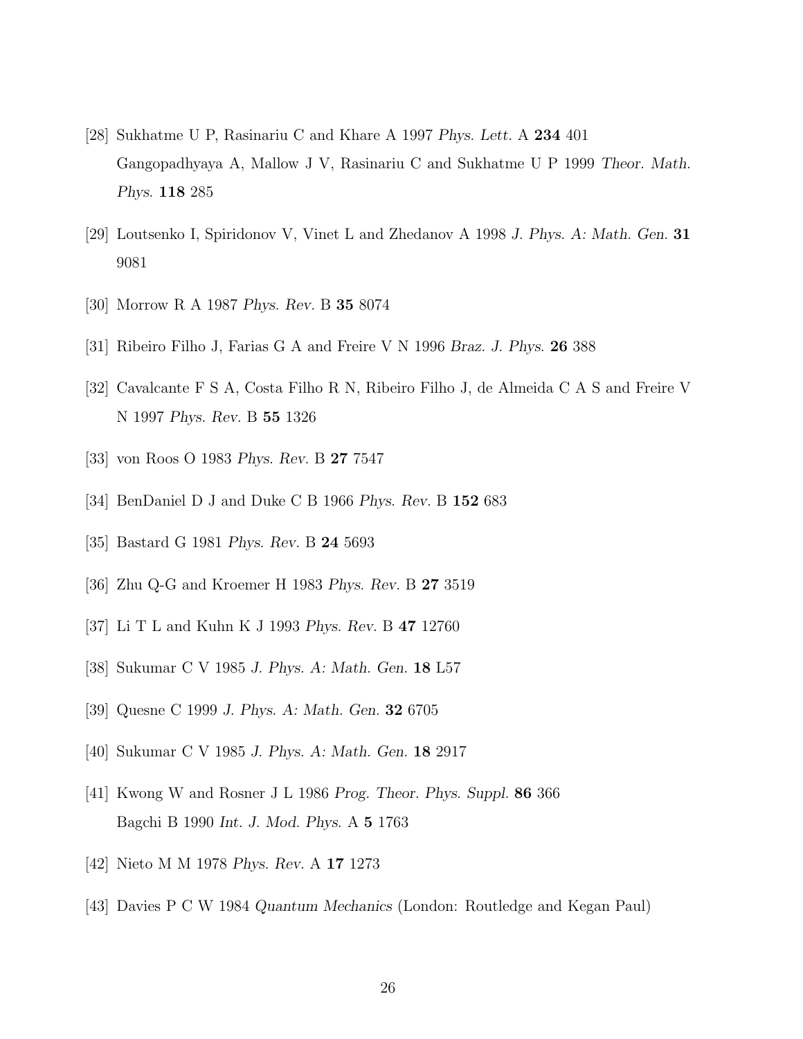[28] Sukhatme U P, Rasinariu C and Khare A 1997 *Phys. Lett.* A **234** 401
Gangopadhyaya A, Mallow J V, Rasinariu C and Sukhatme U P 1999 *Theor. Math. Phys.* **118** 285

[29] Loutsenko I, Spiridonov V, Vinet L and Zhedanov A 1998 *J. Phys. A: Math. Gen.* **31** 9081

[30] Morrow R A 1987 *Phys. Rev.* B **35** 8074

[31] Ribeiro Filho J, Farias G A and Freire V N 1996 *Braz. J. Phys.* **26** 388

[32] Cavalcante F S A, Costa Filho R N, Ribeiro Filho J, de Almeida C A S and Freire V N 1997 *Phys. Rev.* B **55** 1326

[33] von Roos O 1983 *Phys. Rev.* B **27** 7547

[34] BenDaniel D J and Duke C B 1966 *Phys. Rev.* B **152** 683

[35] Bastard G 1981 *Phys. Rev.* B **24** 5693

[36] Zhu Q-G and Kroemer H 1983 *Phys. Rev.* B **27** 3519

[37] Li T L and Kuhn K J 1993 *Phys. Rev.* B **47** 12760

[38] Sukumar C V 1985 *J. Phys. A: Math. Gen.* **18** L57

[39] Quesne C 1999 *J. Phys. A: Math. Gen.* **32** 6705

[40] Sukumar C V 1985 *J. Phys. A: Math. Gen.* **18** 2917

[41] Kwong W and Rosner J L 1986 *Prog. Theor. Phys. Suppl.* **86** 366
Bagchi B 1990 *Int. J. Mod. Phys.* A **5** 1763

[42] Nieto M M 1978 *Phys. Rev.* A **17** 1273

[43] Davies P C W 1984 *Quantum Mechanics* (London: Routledge and Kegan Paul)